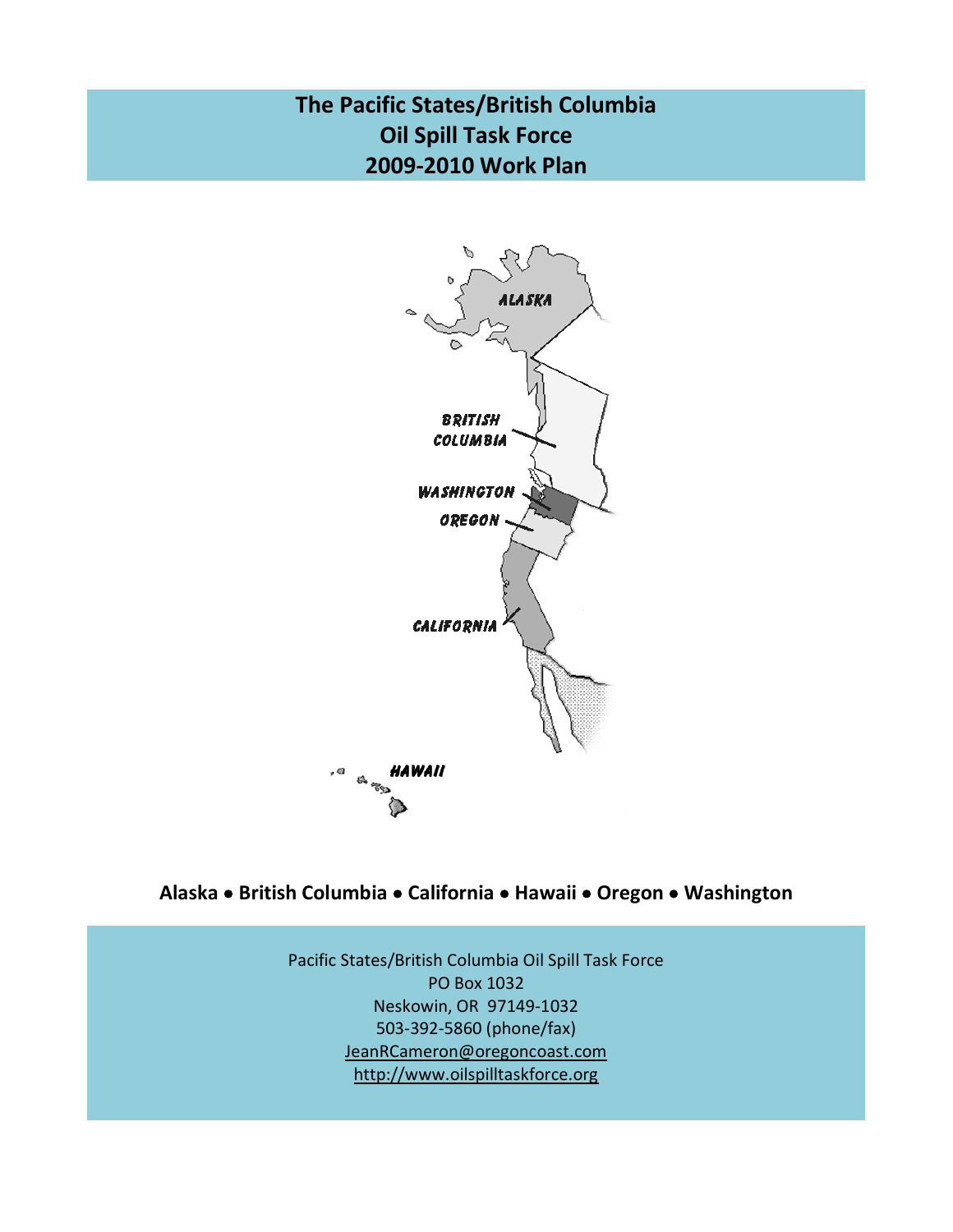# The Pacific States/British Columbia Oil Spill Task Force 2009-2010 Work Plan

**Alaska • British Columbia • California • Hawaii • Oregon • Washington**

Pacific States/British Columbia Oil Spill Task Force
PO Box 1032
Neskowin, OR 97149-1032
503-392-5860 (phone/fax)
JeanRCameron@oregoncoast.com
http://www.oilspilltaskforce.org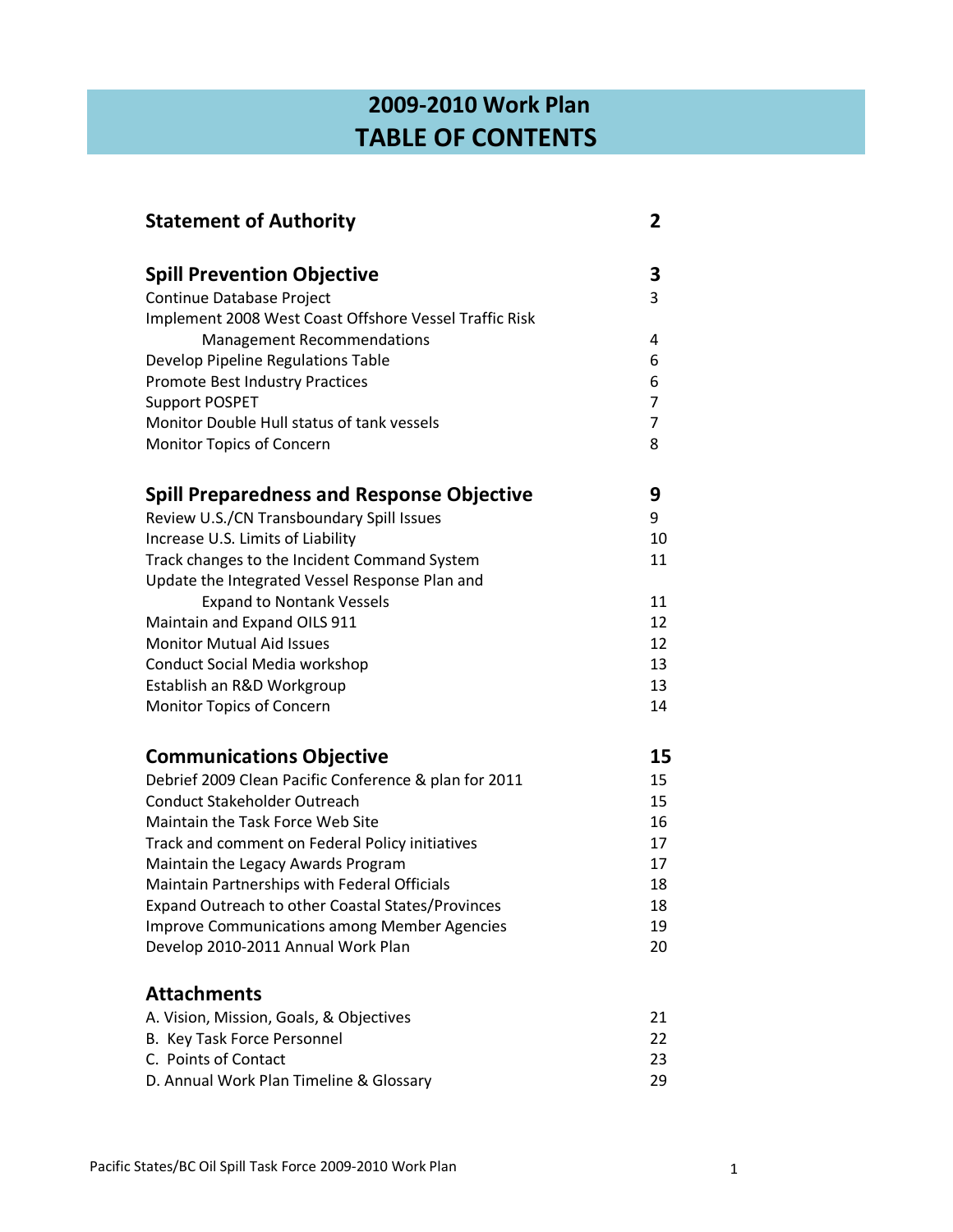# 2009-2010 Work Plan
# TABLE OF CONTENTS

| | |
|---|---|
| **Statement of Authority** | **2** |
| | |
| **Spill Prevention Objective** | **3** |
| Continue Database Project | 3 |
| Implement 2008 West Coast Offshore Vessel Traffic Risk Management Recommendations | 4 |
| Develop Pipeline Regulations Table | 6 |
| Promote Best Industry Practices | 6 |
| Support POSPET | 7 |
| Monitor Double Hull status of tank vessels | 7 |
| Monitor Topics of Concern | 8 |
| | |
| **Spill Preparedness and Response Objective** | **9** |
| Review U.S./CN Transboundary Spill Issues | 9 |
| Increase U.S. Limits of Liability | 10 |
| Track changes to the Incident Command System | 11 |
| Update the Integrated Vessel Response Plan and Expand to Nontank Vessels | 11 |
| Maintain and Expand OILS 911 | 12 |
| Monitor Mutual Aid Issues | 12 |
| Conduct Social Media workshop | 13 |
| Establish an R&D Workgroup | 13 |
| Monitor Topics of Concern | 14 |
| | |
| **Communications Objective** | **15** |
| Debrief 2009 Clean Pacific Conference & plan for 2011 | 15 |
| Conduct Stakeholder Outreach | 15 |
| Maintain the Task Force Web Site | 16 |
| Track and comment on Federal Policy initiatives | 17 |
| Maintain the Legacy Awards Program | 17 |
| Maintain Partnerships with Federal Officials | 18 |
| Expand Outreach to other Coastal States/Provinces | 18 |
| Improve Communications among Member Agencies | 19 |
| Develop 2010-2011 Annual Work Plan | 20 |
| | |
| **Attachments** | |
| A. Vision, Mission, Goals, & Objectives | 21 |
| B. Key Task Force Personnel | 22 |
| C. Points of Contact | 23 |
| D. Annual Work Plan Timeline & Glossary | 29 |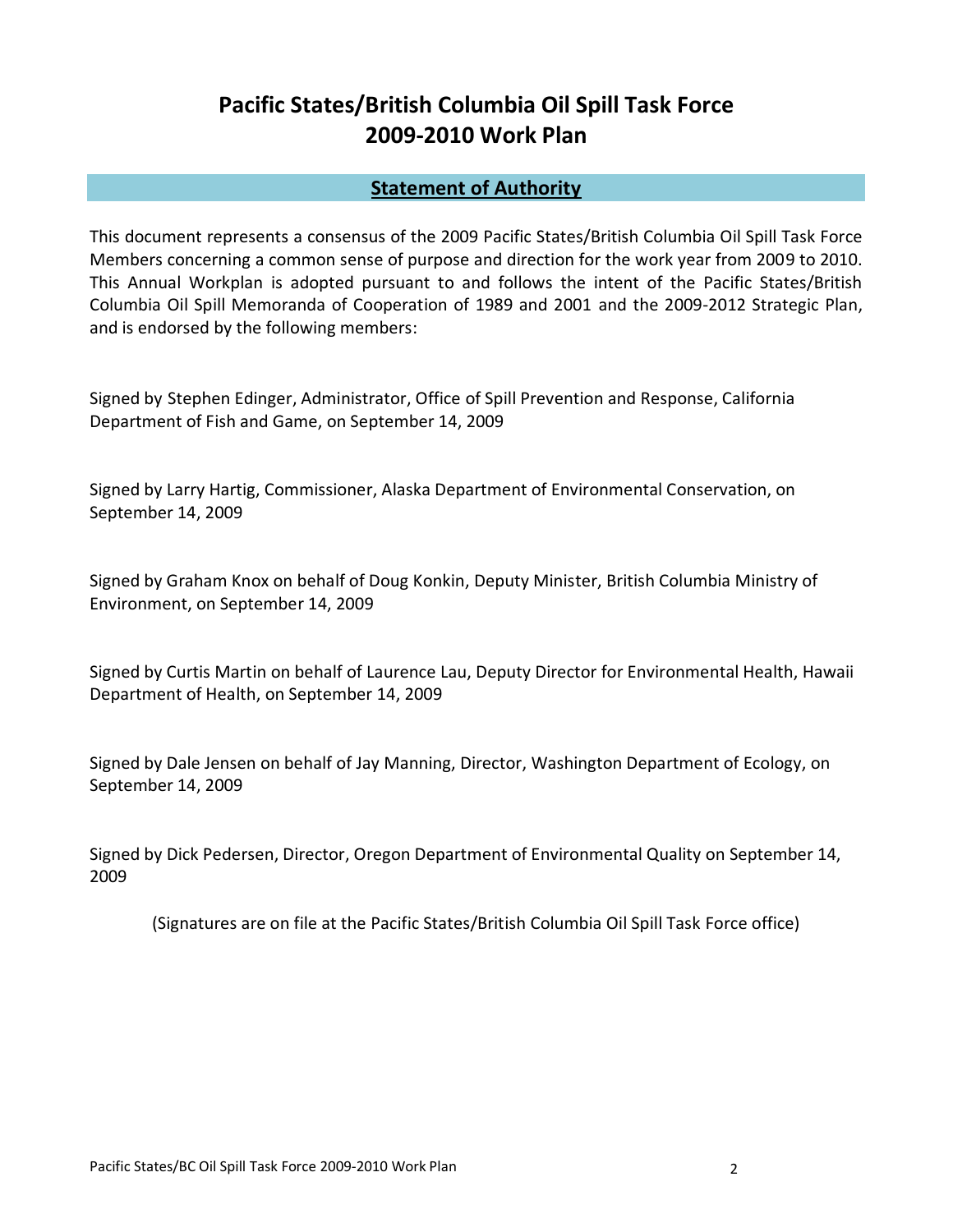# Pacific States/British Columbia Oil Spill Task Force 2009-2010 Work Plan

## Statement of Authority

This document represents a consensus of the 2009 Pacific States/British Columbia Oil Spill Task Force Members concerning a common sense of purpose and direction for the work year from 2009 to 2010. This Annual Workplan is adopted pursuant to and follows the intent of the Pacific States/British Columbia Oil Spill Memoranda of Cooperation of 1989 and 2001 and the 2009-2012 Strategic Plan, and is endorsed by the following members:

Signed by Stephen Edinger, Administrator, Office of Spill Prevention and Response, California Department of Fish and Game, on September 14, 2009

Signed by Larry Hartig, Commissioner, Alaska Department of Environmental Conservation, on September 14, 2009

Signed by Graham Knox on behalf of Doug Konkin, Deputy Minister, British Columbia Ministry of Environment, on September 14, 2009

Signed by Curtis Martin on behalf of Laurence Lau, Deputy Director for Environmental Health, Hawaii Department of Health, on September 14, 2009

Signed by Dale Jensen on behalf of Jay Manning, Director, Washington Department of Ecology, on September 14, 2009

Signed by Dick Pedersen, Director, Oregon Department of Environmental Quality on September 14, 2009

(Signatures are on file at the Pacific States/British Columbia Oil Spill Task Force office)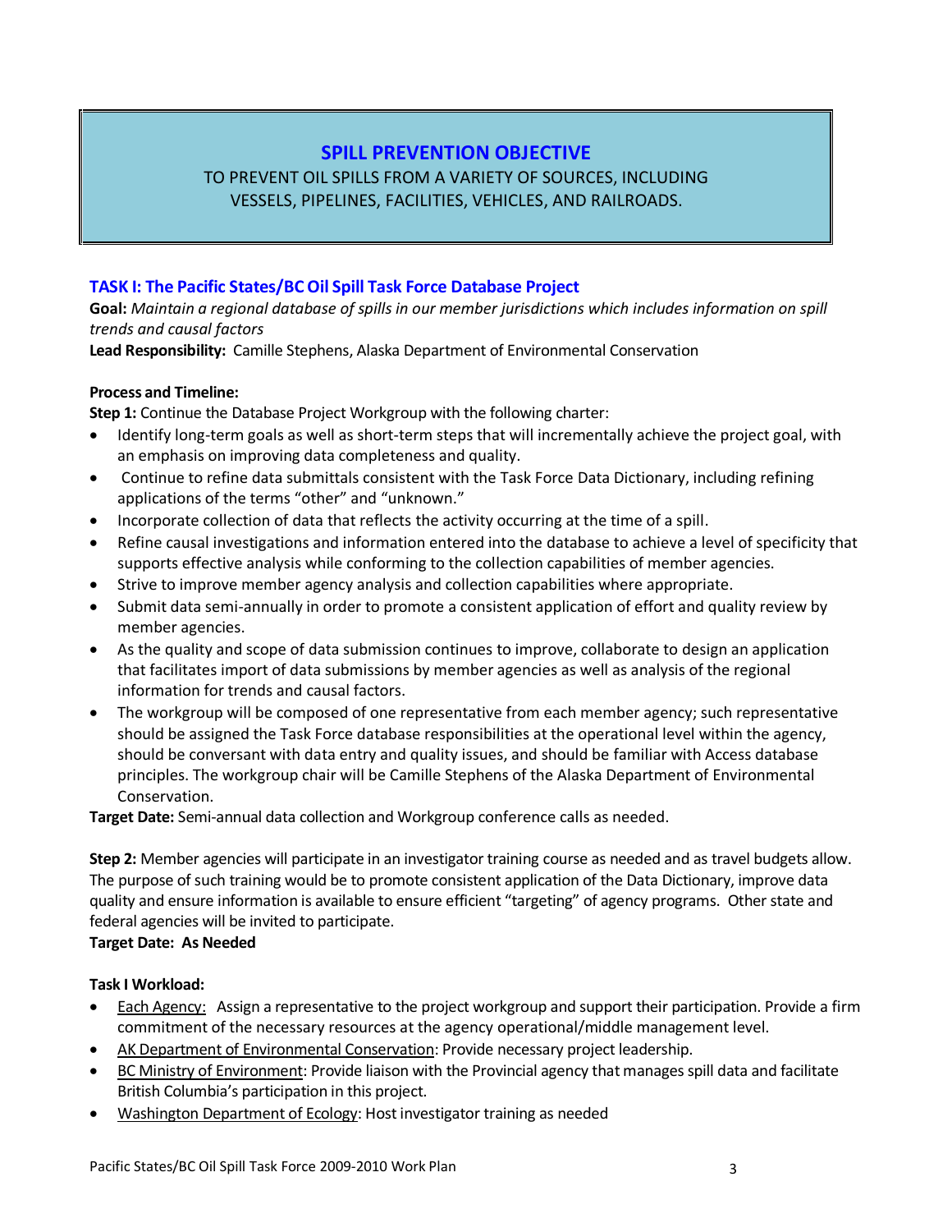## SPILL PREVENTION OBJECTIVE

TO PREVENT OIL SPILLS FROM A VARIETY OF SOURCES, INCLUDING VESSELS, PIPELINES, FACILITIES, VEHICLES, AND RAILROADS.

### TASK I: The Pacific States/BC Oil Spill Task Force Database Project

**Goal:** *Maintain a regional database of spills in our member jurisdictions which includes information on spill trends and causal factors*

**Lead Responsibility:** Camille Stephens, Alaska Department of Environmental Conservation

**Process and Timeline:**

**Step 1:** Continue the Database Project Workgroup with the following charter:

- Identify long-term goals as well as short-term steps that will incrementally achieve the project goal, with an emphasis on improving data completeness and quality.
- Continue to refine data submittals consistent with the Task Force Data Dictionary, including refining applications of the terms "other" and "unknown."
- Incorporate collection of data that reflects the activity occurring at the time of a spill.
- Refine causal investigations and information entered into the database to achieve a level of specificity that supports effective analysis while conforming to the collection capabilities of member agencies.
- Strive to improve member agency analysis and collection capabilities where appropriate.
- Submit data semi-annually in order to promote a consistent application of effort and quality review by member agencies.
- As the quality and scope of data submission continues to improve, collaborate to design an application that facilitates import of data submissions by member agencies as well as analysis of the regional information for trends and causal factors.
- The workgroup will be composed of one representative from each member agency; such representative should be assigned the Task Force database responsibilities at the operational level within the agency, should be conversant with data entry and quality issues, and should be familiar with Access database principles. The workgroup chair will be Camille Stephens of the Alaska Department of Environmental Conservation.

**Target Date:** Semi-annual data collection and Workgroup conference calls as needed.

**Step 2:** Member agencies will participate in an investigator training course as needed and as travel budgets allow. The purpose of such training would be to promote consistent application of the Data Dictionary, improve data quality and ensure information is available to ensure efficient "targeting" of agency programs. Other state and federal agencies will be invited to participate.

**Target Date: As Needed**

**Task I Workload:**

- Each Agency: Assign a representative to the project workgroup and support their participation. Provide a firm commitment of the necessary resources at the agency operational/middle management level.
- AK Department of Environmental Conservation: Provide necessary project leadership.
- BC Ministry of Environment: Provide liaison with the Provincial agency that manages spill data and facilitate British Columbia's participation in this project.
- Washington Department of Ecology: Host investigator training as needed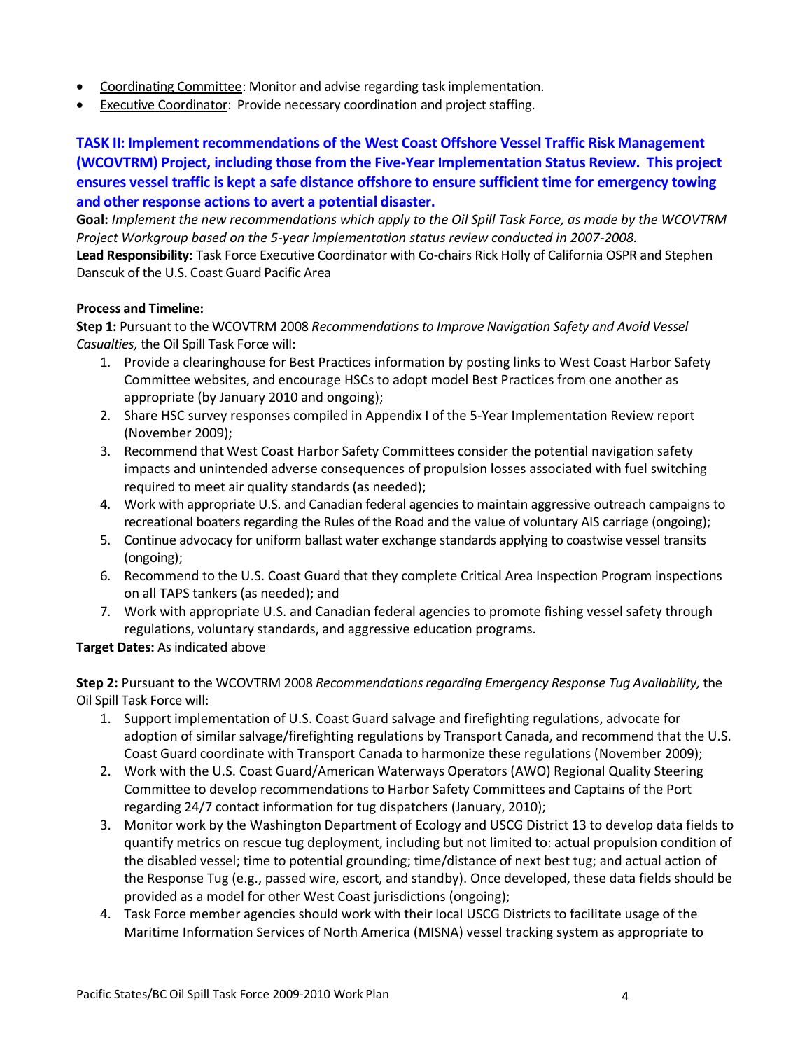- Coordinating Committee: Monitor and advise regarding task implementation.
- Executive Coordinator: Provide necessary coordination and project staffing.

## TASK II: Implement recommendations of the West Coast Offshore Vessel Traffic Risk Management (WCOVTRM) Project, including those from the Five-Year Implementation Status Review. This project ensures vessel traffic is kept a safe distance offshore to ensure sufficient time for emergency towing and other response actions to avert a potential disaster.

**Goal:** *Implement the new recommendations which apply to the Oil Spill Task Force, as made by the WCOVTRM Project Workgroup based on the 5-year implementation status review conducted in 2007-2008.*
**Lead Responsibility:** Task Force Executive Coordinator with Co-chairs Rick Holly of California OSPR and Stephen Danscuk of the U.S. Coast Guard Pacific Area

**Process and Timeline:**
**Step 1:** Pursuant to the WCOVTRM 2008 *Recommendations to Improve Navigation Safety and Avoid Vessel Casualties,* the Oil Spill Task Force will:

1. Provide a clearinghouse for Best Practices information by posting links to West Coast Harbor Safety Committee websites, and encourage HSCs to adopt model Best Practices from one another as appropriate (by January 2010 and ongoing);
2. Share HSC survey responses compiled in Appendix I of the 5-Year Implementation Review report (November 2009);
3. Recommend that West Coast Harbor Safety Committees consider the potential navigation safety impacts and unintended adverse consequences of propulsion losses associated with fuel switching required to meet air quality standards (as needed);
4. Work with appropriate U.S. and Canadian federal agencies to maintain aggressive outreach campaigns to recreational boaters regarding the Rules of the Road and the value of voluntary AIS carriage (ongoing);
5. Continue advocacy for uniform ballast water exchange standards applying to coastwise vessel transits (ongoing);
6. Recommend to the U.S. Coast Guard that they complete Critical Area Inspection Program inspections on all TAPS tankers (as needed); and
7. Work with appropriate U.S. and Canadian federal agencies to promote fishing vessel safety through regulations, voluntary standards, and aggressive education programs.

**Target Dates:** As indicated above

**Step 2:** Pursuant to the WCOVTRM 2008 *Recommendations regarding Emergency Response Tug Availability,* the Oil Spill Task Force will:

1. Support implementation of U.S. Coast Guard salvage and firefighting regulations, advocate for adoption of similar salvage/firefighting regulations by Transport Canada, and recommend that the U.S. Coast Guard coordinate with Transport Canada to harmonize these regulations (November 2009);
2. Work with the U.S. Coast Guard/American Waterways Operators (AWO) Regional Quality Steering Committee to develop recommendations to Harbor Safety Committees and Captains of the Port regarding 24/7 contact information for tug dispatchers (January, 2010);
3. Monitor work by the Washington Department of Ecology and USCG District 13 to develop data fields to quantify metrics on rescue tug deployment, including but not limited to: actual propulsion condition of the disabled vessel; time to potential grounding; time/distance of next best tug; and actual action of the Response Tug (e.g., passed wire, escort, and standby). Once developed, these data fields should be provided as a model for other West Coast jurisdictions (ongoing);
4. Task Force member agencies should work with their local USCG Districts to facilitate usage of the Maritime Information Services of North America (MISNA) vessel tracking system as appropriate to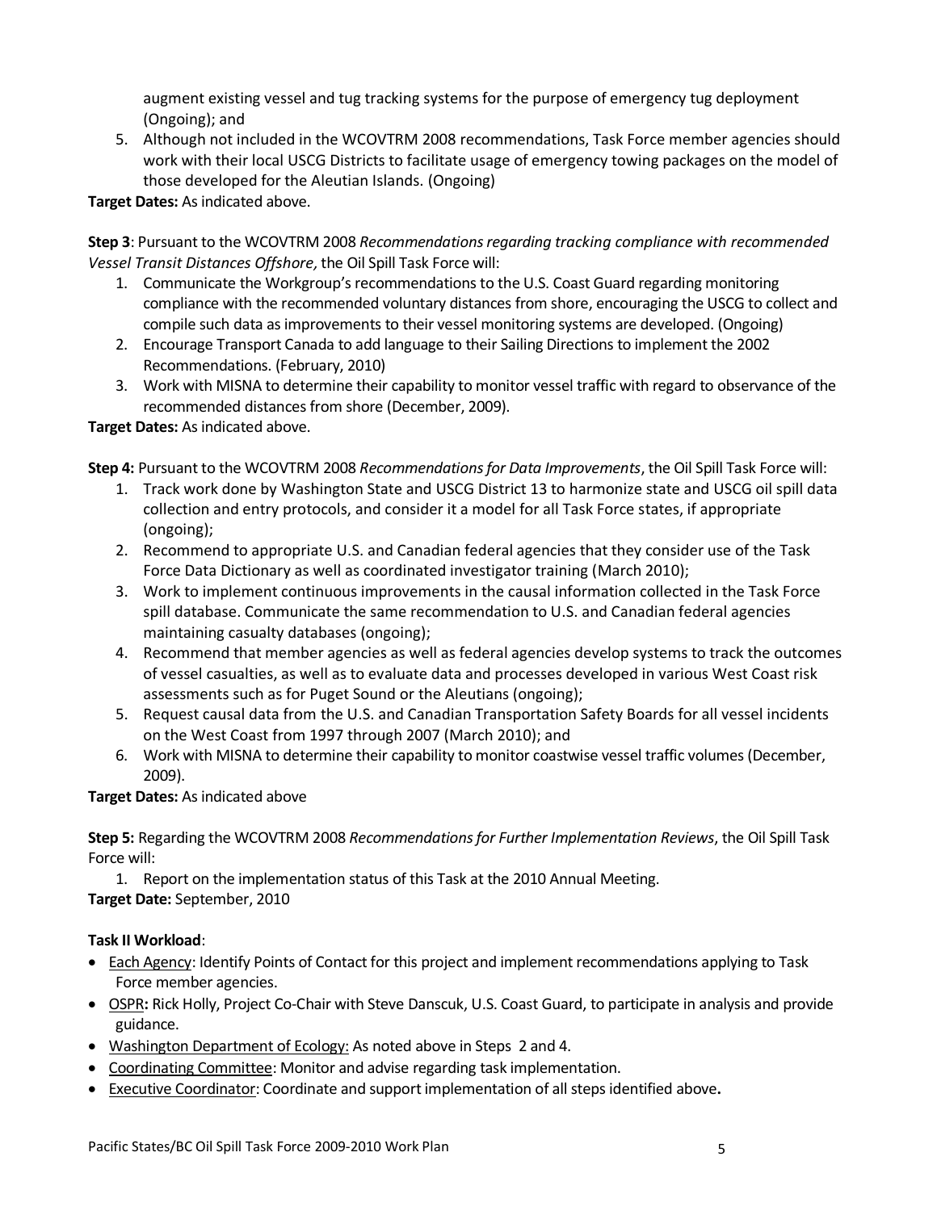augment existing vessel and tug tracking systems for the purpose of emergency tug deployment (Ongoing); and

5. Although not included in the WCOVTRM 2008 recommendations, Task Force member agencies should work with their local USCG Districts to facilitate usage of emergency towing packages on the model of those developed for the Aleutian Islands. (Ongoing)

**Target Dates:** As indicated above.

**Step 3**: Pursuant to the WCOVTRM 2008 *Recommendations regarding tracking compliance with recommended Vessel Transit Distances Offshore,* the Oil Spill Task Force will:

1. Communicate the Workgroup's recommendations to the U.S. Coast Guard regarding monitoring compliance with the recommended voluntary distances from shore, encouraging the USCG to collect and compile such data as improvements to their vessel monitoring systems are developed. (Ongoing)
2. Encourage Transport Canada to add language to their Sailing Directions to implement the 2002 Recommendations. (February, 2010)
3. Work with MISNA to determine their capability to monitor vessel traffic with regard to observance of the recommended distances from shore (December, 2009).

**Target Dates:** As indicated above.

**Step 4:** Pursuant to the WCOVTRM 2008 *Recommendations for Data Improvements*, the Oil Spill Task Force will:

1. Track work done by Washington State and USCG District 13 to harmonize state and USCG oil spill data collection and entry protocols, and consider it a model for all Task Force states, if appropriate (ongoing);
2. Recommend to appropriate U.S. and Canadian federal agencies that they consider use of the Task Force Data Dictionary as well as coordinated investigator training (March 2010);
3. Work to implement continuous improvements in the causal information collected in the Task Force spill database. Communicate the same recommendation to U.S. and Canadian federal agencies maintaining casualty databases (ongoing);
4. Recommend that member agencies as well as federal agencies develop systems to track the outcomes of vessel casualties, as well as to evaluate data and processes developed in various West Coast risk assessments such as for Puget Sound or the Aleutians (ongoing);
5. Request causal data from the U.S. and Canadian Transportation Safety Boards for all vessel incidents on the West Coast from 1997 through 2007 (March 2010); and
6. Work with MISNA to determine their capability to monitor coastwise vessel traffic volumes (December, 2009).

**Target Dates:** As indicated above

**Step 5:** Regarding the WCOVTRM 2008 *Recommendations for Further Implementation Reviews*, the Oil Spill Task Force will:

1. Report on the implementation status of this Task at the 2010 Annual Meeting.

**Target Date:** September, 2010

**Task II Workload**:

- Each Agency: Identify Points of Contact for this project and implement recommendations applying to Task Force member agencies.
- OSPR**:** Rick Holly, Project Co-Chair with Steve Danscuk, U.S. Coast Guard, to participate in analysis and provide guidance.
- Washington Department of Ecology: As noted above in Steps 2 and 4.
- Coordinating Committee: Monitor and advise regarding task implementation.
- Executive Coordinator: Coordinate and support implementation of all steps identified above**.**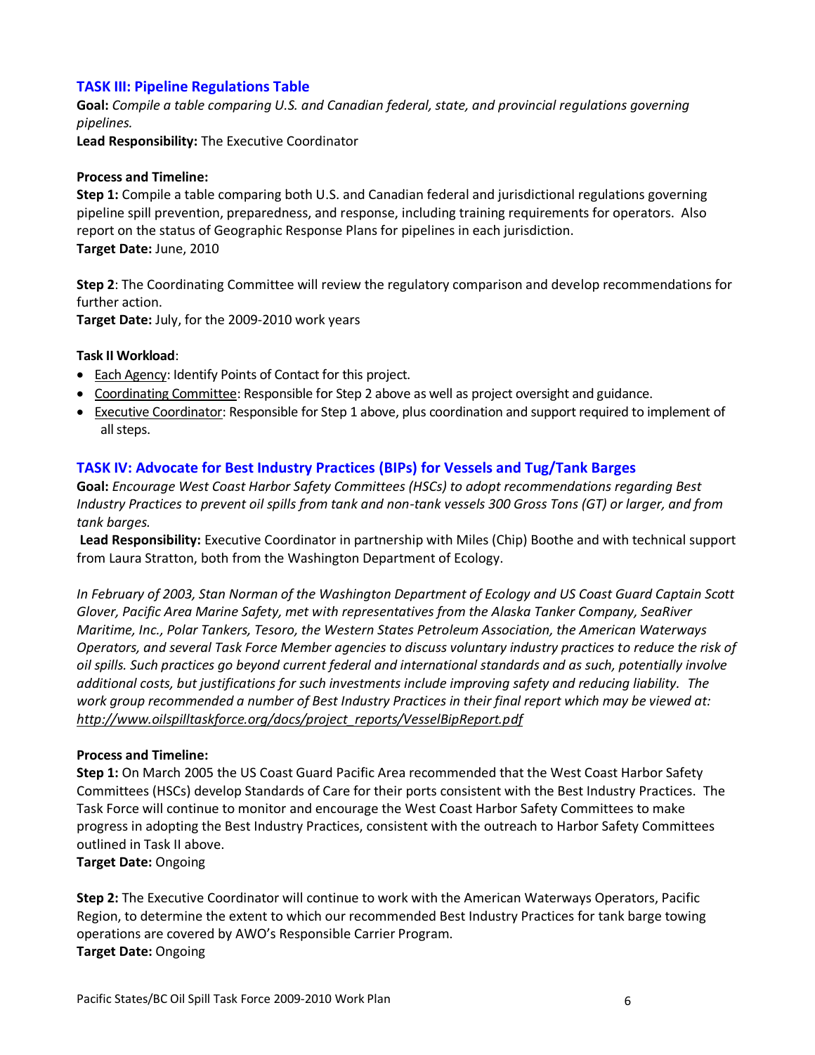### TASK III: Pipeline Regulations Table

**Goal:** *Compile a table comparing U.S. and Canadian federal, state, and provincial regulations governing pipelines.*

**Lead Responsibility:** The Executive Coordinator

**Process and Timeline:**

**Step 1:** Compile a table comparing both U.S. and Canadian federal and jurisdictional regulations governing pipeline spill prevention, preparedness, and response, including training requirements for operators. Also report on the status of Geographic Response Plans for pipelines in each jurisdiction.

**Target Date:** June, 2010

**Step 2**: The Coordinating Committee will review the regulatory comparison and develop recommendations for further action.

**Target Date:** July, for the 2009-2010 work years

**Task II Workload**:

- Each Agency: Identify Points of Contact for this project.
- Coordinating Committee: Responsible for Step 2 above as well as project oversight and guidance.
- Executive Coordinator: Responsible for Step 1 above, plus coordination and support required to implement of all steps.

### TASK IV: Advocate for Best Industry Practices (BIPs) for Vessels and Tug/Tank Barges

**Goal:** *Encourage West Coast Harbor Safety Committees (HSCs) to adopt recommendations regarding Best Industry Practices to prevent oil spills from tank and non-tank vessels 300 Gross Tons (GT) or larger, and from tank barges.*

**Lead Responsibility:** Executive Coordinator in partnership with Miles (Chip) Boothe and with technical support from Laura Stratton, both from the Washington Department of Ecology.

*In February of 2003, Stan Norman of the Washington Department of Ecology and US Coast Guard Captain Scott Glover, Pacific Area Marine Safety, met with representatives from the Alaska Tanker Company, SeaRiver Maritime, Inc., Polar Tankers, Tesoro, the Western States Petroleum Association, the American Waterways Operators, and several Task Force Member agencies to discuss voluntary industry practices to reduce the risk of oil spills. Such practices go beyond current federal and international standards and as such, potentially involve additional costs, but justifications for such investments include improving safety and reducing liability. The work group recommended a number of Best Industry Practices in their final report which may be viewed at: http://www.oilspilltaskforce.org/docs/project_reports/VesselBipReport.pdf*

**Process and Timeline:**

**Step 1:** On March 2005 the US Coast Guard Pacific Area recommended that the West Coast Harbor Safety Committees (HSCs) develop Standards of Care for their ports consistent with the Best Industry Practices. The Task Force will continue to monitor and encourage the West Coast Harbor Safety Committees to make progress in adopting the Best Industry Practices, consistent with the outreach to Harbor Safety Committees outlined in Task II above.

**Target Date:** Ongoing

**Step 2:** The Executive Coordinator will continue to work with the American Waterways Operators, Pacific Region, to determine the extent to which our recommended Best Industry Practices for tank barge towing operations are covered by AWO's Responsible Carrier Program.

**Target Date:** Ongoing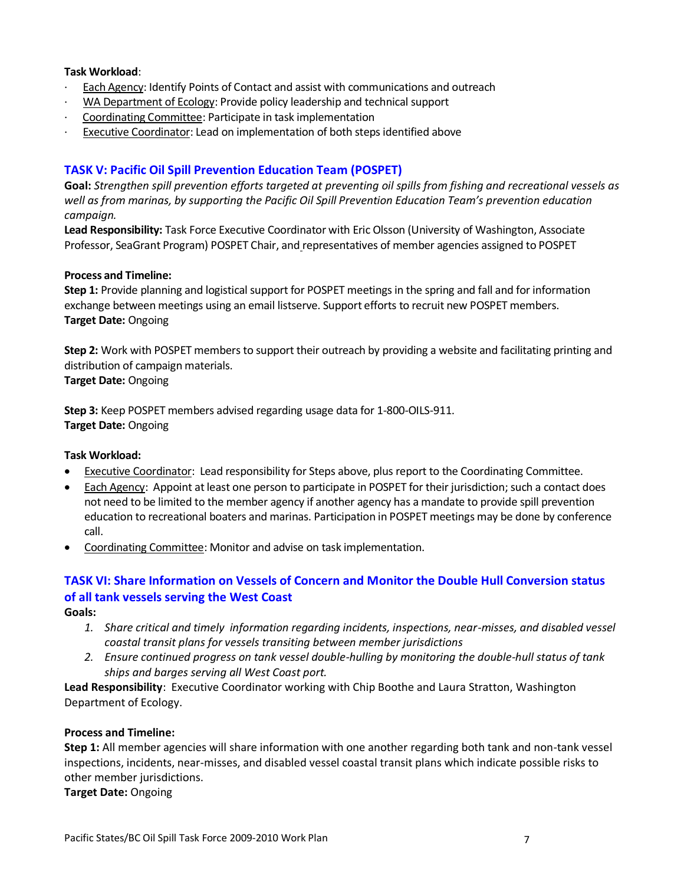**Task Workload**:

- Each Agency: Identify Points of Contact and assist with communications and outreach
- WA Department of Ecology: Provide policy leadership and technical support
- Coordinating Committee: Participate in task implementation
- Executive Coordinator: Lead on implementation of both steps identified above

## TASK V: Pacific Oil Spill Prevention Education Team (POSPET)

**Goal:** *Strengthen spill prevention efforts targeted at preventing oil spills from fishing and recreational vessels as well as from marinas, by supporting the Pacific Oil Spill Prevention Education Team's prevention education campaign.*

**Lead Responsibility:** Task Force Executive Coordinator with Eric Olsson (University of Washington, Associate Professor, SeaGrant Program) POSPET Chair, and representatives of member agencies assigned to POSPET

**Process and Timeline:**

**Step 1:** Provide planning and logistical support for POSPET meetings in the spring and fall and for information exchange between meetings using an email listserve. Support efforts to recruit new POSPET members.
**Target Date:** Ongoing

**Step 2:** Work with POSPET members to support their outreach by providing a website and facilitating printing and distribution of campaign materials.
**Target Date:** Ongoing

**Step 3:** Keep POSPET members advised regarding usage data for 1-800-OILS-911.
**Target Date:** Ongoing

**Task Workload:**

- Executive Coordinator: Lead responsibility for Steps above, plus report to the Coordinating Committee.
- Each Agency: Appoint at least one person to participate in POSPET for their jurisdiction; such a contact does not need to be limited to the member agency if another agency has a mandate to provide spill prevention education to recreational boaters and marinas. Participation in POSPET meetings may be done by conference call.
- Coordinating Committee: Monitor and advise on task implementation.

## TASK VI: Share Information on Vessels of Concern and Monitor the Double Hull Conversion status of all tank vessels serving the West Coast

**Goals:**

1. *Share critical and timely information regarding incidents, inspections, near-misses, and disabled vessel coastal transit plans for vessels transiting between member jurisdictions*
2. *Ensure continued progress on tank vessel double-hulling by monitoring the double-hull status of tank ships and barges serving all West Coast port.*

**Lead Responsibility**: Executive Coordinator working with Chip Boothe and Laura Stratton, Washington Department of Ecology.

**Process and Timeline:**

**Step 1:** All member agencies will share information with one another regarding both tank and non-tank vessel inspections, incidents, near-misses, and disabled vessel coastal transit plans which indicate possible risks to other member jurisdictions.
**Target Date:** Ongoing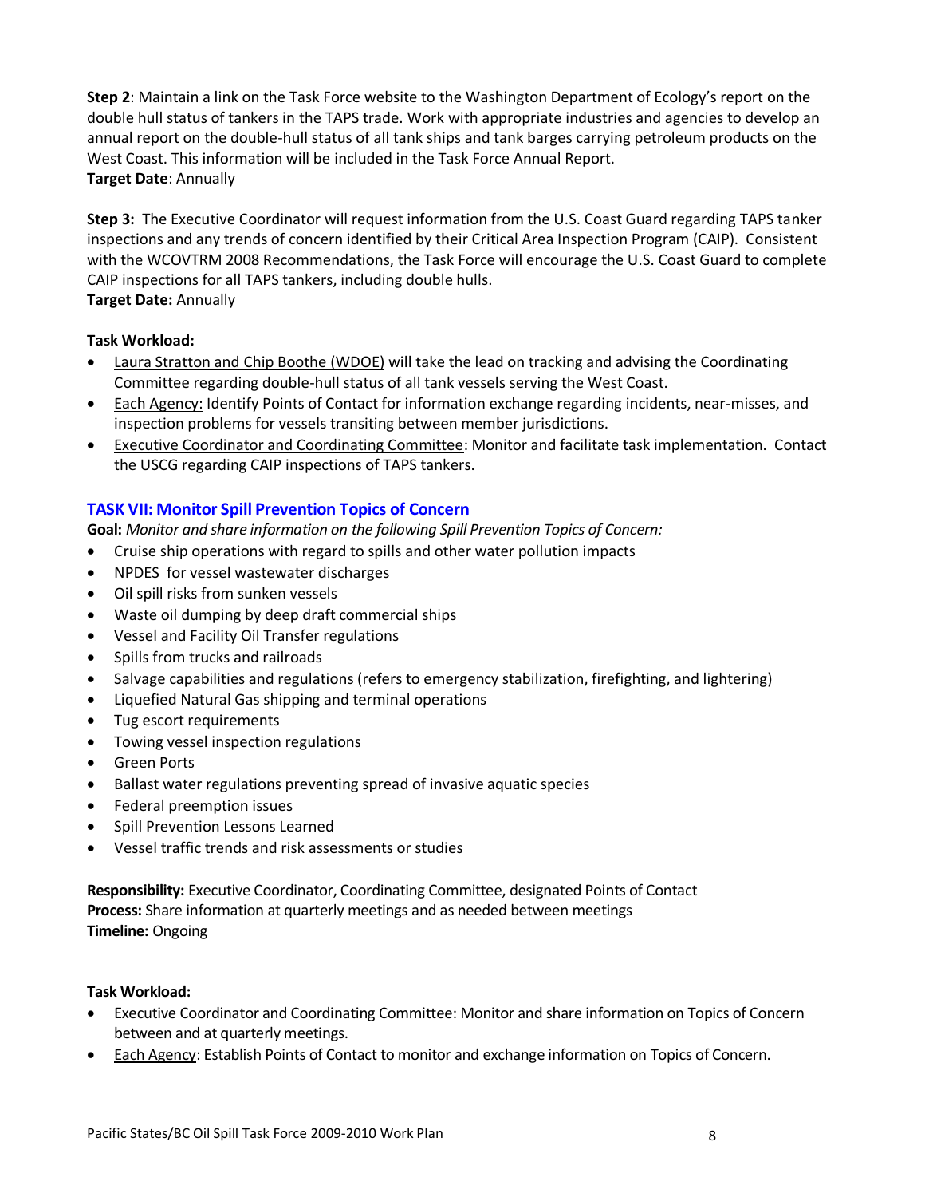**Step 2**: Maintain a link on the Task Force website to the Washington Department of Ecology's report on the double hull status of tankers in the TAPS trade. Work with appropriate industries and agencies to develop an annual report on the double-hull status of all tank ships and tank barges carrying petroleum products on the West Coast. This information will be included in the Task Force Annual Report.
**Target Date**: Annually

**Step 3:** The Executive Coordinator will request information from the U.S. Coast Guard regarding TAPS tanker inspections and any trends of concern identified by their Critical Area Inspection Program (CAIP). Consistent with the WCOVTRM 2008 Recommendations, the Task Force will encourage the U.S. Coast Guard to complete CAIP inspections for all TAPS tankers, including double hulls.
**Target Date:** Annually

**Task Workload:**

- Laura Stratton and Chip Boothe (WDOE) will take the lead on tracking and advising the Coordinating Committee regarding double-hull status of all tank vessels serving the West Coast.
- Each Agency: Identify Points of Contact for information exchange regarding incidents, near-misses, and inspection problems for vessels transiting between member jurisdictions.
- Executive Coordinator and Coordinating Committee: Monitor and facilitate task implementation. Contact the USCG regarding CAIP inspections of TAPS tankers.

### TASK VII: Monitor Spill Prevention Topics of Concern

**Goal:** *Monitor and share information on the following Spill Prevention Topics of Concern:*

- Cruise ship operations with regard to spills and other water pollution impacts
- NPDES for vessel wastewater discharges
- Oil spill risks from sunken vessels
- Waste oil dumping by deep draft commercial ships
- Vessel and Facility Oil Transfer regulations
- Spills from trucks and railroads
- Salvage capabilities and regulations (refers to emergency stabilization, firefighting, and lightering)
- Liquefied Natural Gas shipping and terminal operations
- Tug escort requirements
- Towing vessel inspection regulations
- Green Ports
- Ballast water regulations preventing spread of invasive aquatic species
- Federal preemption issues
- Spill Prevention Lessons Learned
- Vessel traffic trends and risk assessments or studies

**Responsibility:** Executive Coordinator, Coordinating Committee, designated Points of Contact
**Process:** Share information at quarterly meetings and as needed between meetings
**Timeline:** Ongoing

**Task Workload:**

- Executive Coordinator and Coordinating Committee: Monitor and share information on Topics of Concern between and at quarterly meetings.
- Each Agency: Establish Points of Contact to monitor and exchange information on Topics of Concern.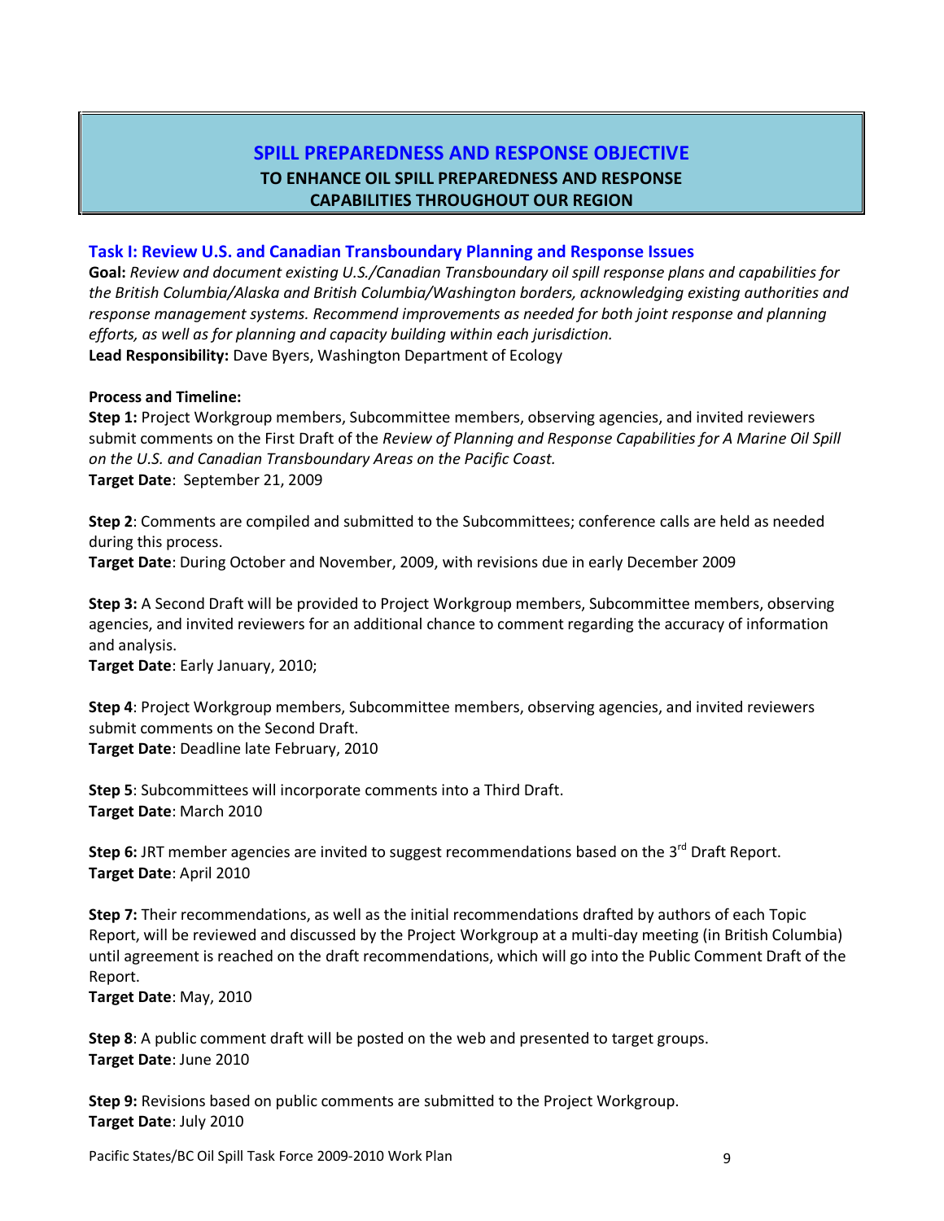## SPIELL PREPAREDNESS AND RESPONSE OBJECTIVE

## SPILL PREPAREDNESS AND RESPONSE OBJECTIVE

**TO ENHANCE OIL SPILL PREPAREDNESS AND RESPONSE CAPABILITIES THROUGHOUT OUR REGION**

### Task I: Review U.S. and Canadian Transboundary Planning and Response Issues

**Goal:** *Review and document existing U.S./Canadian Transboundary oil spill response plans and capabilities for the British Columbia/Alaska and British Columbia/Washington borders, acknowledging existing authorities and response management systems. Recommend improvements as needed for both joint response and planning efforts, as well as for planning and capacity building within each jurisdiction.*

**Lead Responsibility:** Dave Byers, Washington Department of Ecology

**Process and Timeline:**

**Step 1:** Project Workgroup members, Subcommittee members, observing agencies, and invited reviewers submit comments on the First Draft of the *Review of Planning and Response Capabilities for A Marine Oil Spill on the U.S. and Canadian Transboundary Areas on the Pacific Coast.*
**Target Date**: September 21, 2009

**Step 2**: Comments are compiled and submitted to the Subcommittees; conference calls are held as needed during this process.
**Target Date**: During October and November, 2009, with revisions due in early December 2009

**Step 3:** A Second Draft will be provided to Project Workgroup members, Subcommittee members, observing agencies, and invited reviewers for an additional chance to comment regarding the accuracy of information and analysis.
**Target Date**: Early January, 2010;

**Step 4**: Project Workgroup members, Subcommittee members, observing agencies, and invited reviewers submit comments on the Second Draft.
**Target Date**: Deadline late February, 2010

**Step 5**: Subcommittees will incorporate comments into a Third Draft.
**Target Date**: March 2010

**Step 6:** JRT member agencies are invited to suggest recommendations based on the 3rd Draft Report.
**Target Date**: April 2010

**Step 7:** Their recommendations, as well as the initial recommendations drafted by authors of each Topic Report, will be reviewed and discussed by the Project Workgroup at a multi-day meeting (in British Columbia) until agreement is reached on the draft recommendations, which will go into the Public Comment Draft of the Report.
**Target Date**: May, 2010

**Step 8**: A public comment draft will be posted on the web and presented to target groups.
**Target Date**: June 2010

**Step 9:** Revisions based on public comments are submitted to the Project Workgroup.
**Target Date**: July 2010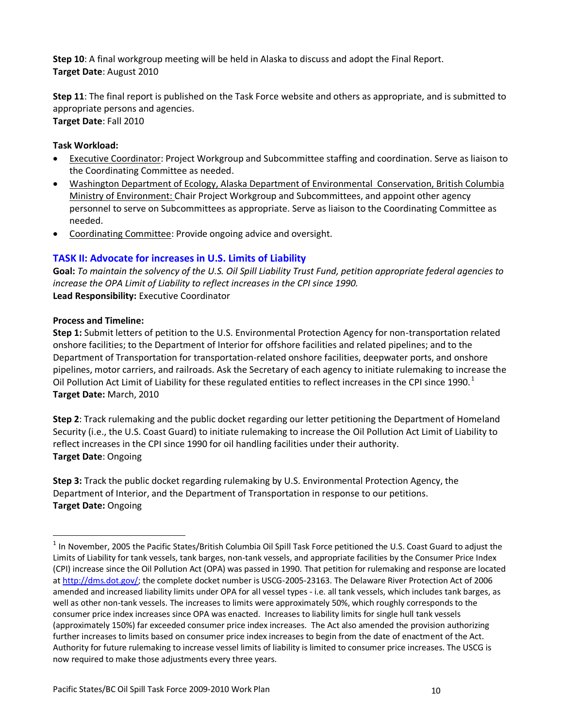**Step 10**: A final workgroup meeting will be held in Alaska to discuss and adopt the Final Report.
**Target Date**: August 2010

**Step 11**: The final report is published on the Task Force website and others as appropriate, and is submitted to appropriate persons and agencies.
**Target Date**: Fall 2010

**Task Workload:**

- Executive Coordinator: Project Workgroup and Subcommittee staffing and coordination. Serve as liaison to the Coordinating Committee as needed.
- Washington Department of Ecology, Alaska Department of Environmental Conservation, British Columbia Ministry of Environment: Chair Project Workgroup and Subcommittees, and appoint other agency personnel to serve on Subcommittees as appropriate. Serve as liaison to the Coordinating Committee as needed.
- Coordinating Committee: Provide ongoing advice and oversight.

## TASK II: Advocate for increases in U.S. Limits of Liability

**Goal:** *To maintain the solvency of the U.S. Oil Spill Liability Trust Fund, petition appropriate federal agencies to increase the OPA Limit of Liability to reflect increases in the CPI since 1990.*
**Lead Responsibility:** Executive Coordinator

**Process and Timeline:**

**Step 1:** Submit letters of petition to the U.S. Environmental Protection Agency for non-transportation related onshore facilities; to the Department of Interior for offshore facilities and related pipelines; and to the Department of Transportation for transportation-related onshore facilities, deepwater ports, and onshore pipelines, motor carriers, and railroads. Ask the Secretary of each agency to initiate rulemaking to increase the Oil Pollution Act Limit of Liability for these regulated entities to reflect increases in the CPI since 1990.[1]
**Target Date:** March, 2010

**Step 2**: Track rulemaking and the public docket regarding our letter petitioning the Department of Homeland Security (i.e., the U.S. Coast Guard) to initiate rulemaking to increase the Oil Pollution Act Limit of Liability to reflect increases in the CPI since 1990 for oil handling facilities under their authority.
**Target Date**: Ongoing

**Step 3:** Track the public docket regarding rulemaking by U.S. Environmental Protection Agency, the Department of Interior, and the Department of Transportation in response to our petitions.
**Target Date:** Ongoing

---

[1] In November, 2005 the Pacific States/British Columbia Oil Spill Task Force petitioned the U.S. Coast Guard to adjust the Limits of Liability for tank vessels, tank barges, non-tank vessels, and appropriate facilities by the Consumer Price Index (CPI) increase since the Oil Pollution Act (OPA) was passed in 1990. That petition for rulemaking and response are located at http://dms.dot.gov/; the complete docket number is USCG-2005-23163. The Delaware River Protection Act of 2006 amended and increased liability limits under OPA for all vessel types - i.e. all tank vessels, which includes tank barges, as well as other non-tank vessels. The increases to limits were approximately 50%, which roughly corresponds to the consumer price index increases since OPA was enacted. Increases to liability limits for single hull tank vessels (approximately 150%) far exceeded consumer price index increases. The Act also amended the provision authorizing further increases to limits based on consumer price index increases to begin from the date of enactment of the Act. Authority for future rulemaking to increase vessel limits of liability is limited to consumer price increases. The USCG is now required to make those adjustments every three years.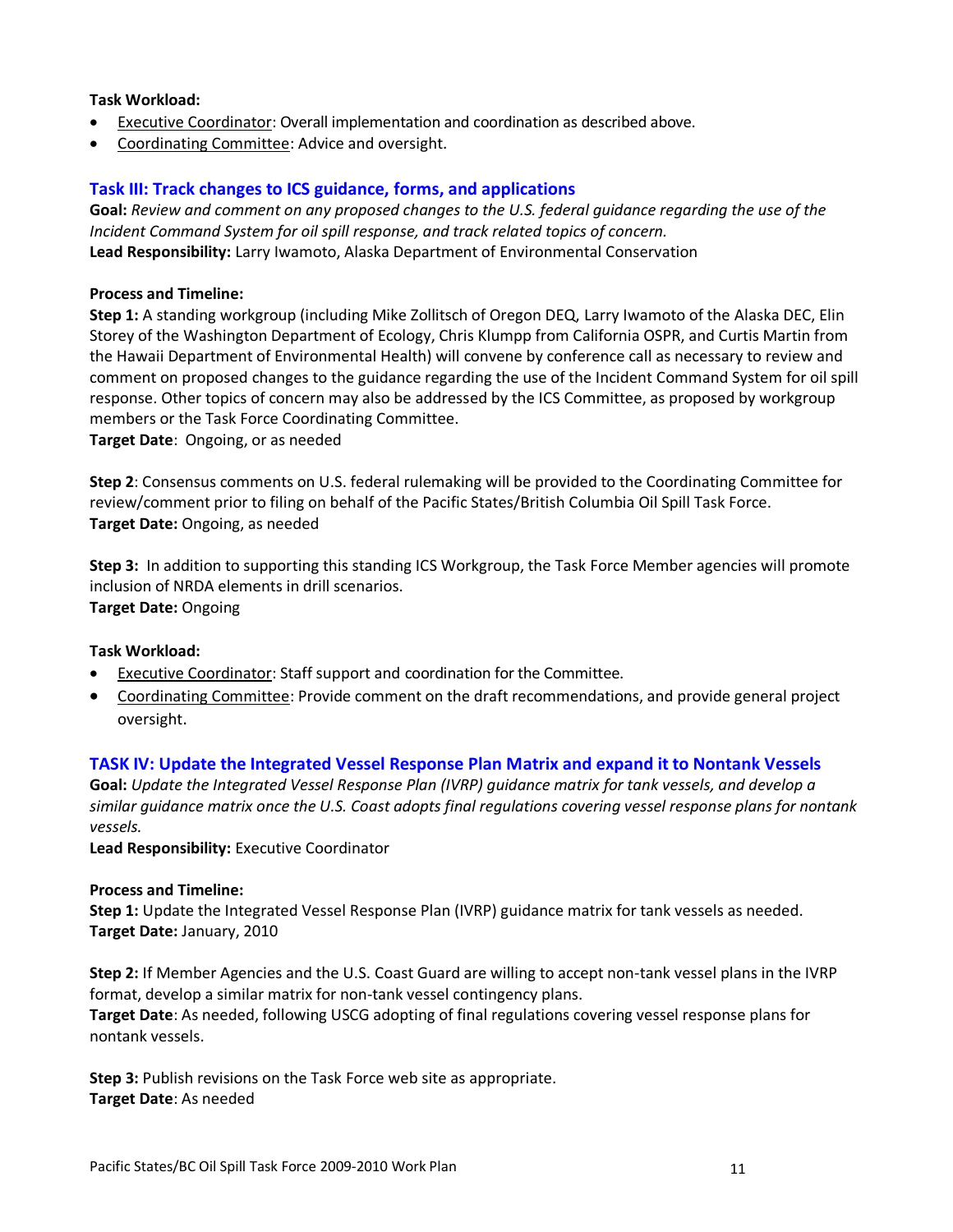**Task Workload:**

- Executive Coordinator: Overall implementation and coordination as described above.
- Coordinating Committee: Advice and oversight.

### Task III: Track changes to ICS guidance, forms, and applications

**Goal:** *Review and comment on any proposed changes to the U.S. federal guidance regarding the use of the Incident Command System for oil spill response, and track related topics of concern.*
**Lead Responsibility:** Larry Iwamoto, Alaska Department of Environmental Conservation

**Process and Timeline:**
**Step 1:** A standing workgroup (including Mike Zollitsch of Oregon DEQ, Larry Iwamoto of the Alaska DEC, Elin Storey of the Washington Department of Ecology, Chris Klumpp from California OSPR, and Curtis Martin from the Hawaii Department of Environmental Health) will convene by conference call as necessary to review and comment on proposed changes to the guidance regarding the use of the Incident Command System for oil spill response. Other topics of concern may also be addressed by the ICS Committee, as proposed by workgroup members or the Task Force Coordinating Committee.
**Target Date**: Ongoing, or as needed

**Step 2**: Consensus comments on U.S. federal rulemaking will be provided to the Coordinating Committee for review/comment prior to filing on behalf of the Pacific States/British Columbia Oil Spill Task Force.
**Target Date:** Ongoing, as needed

**Step 3:** In addition to supporting this standing ICS Workgroup, the Task Force Member agencies will promote inclusion of NRDA elements in drill scenarios.
**Target Date:** Ongoing

**Task Workload:**

- Executive Coordinator: Staff support and coordination for the Committee.
- Coordinating Committee: Provide comment on the draft recommendations, and provide general project oversight.

### TASK IV: Update the Integrated Vessel Response Plan Matrix and expand it to Nontank Vessels

**Goal:** *Update the Integrated Vessel Response Plan (IVRP) guidance matrix for tank vessels, and develop a similar guidance matrix once the U.S. Coast adopts final regulations covering vessel response plans for nontank vessels.*
**Lead Responsibility:** Executive Coordinator

**Process and Timeline:**
**Step 1:** Update the Integrated Vessel Response Plan (IVRP) guidance matrix for tank vessels as needed.
**Target Date:** January, 2010

**Step 2:** If Member Agencies and the U.S. Coast Guard are willing to accept non-tank vessel plans in the IVRP format, develop a similar matrix for non-tank vessel contingency plans.
**Target Date**: As needed, following USCG adopting of final regulations covering vessel response plans for nontank vessels.

**Step 3:** Publish revisions on the Task Force web site as appropriate.
**Target Date**: As needed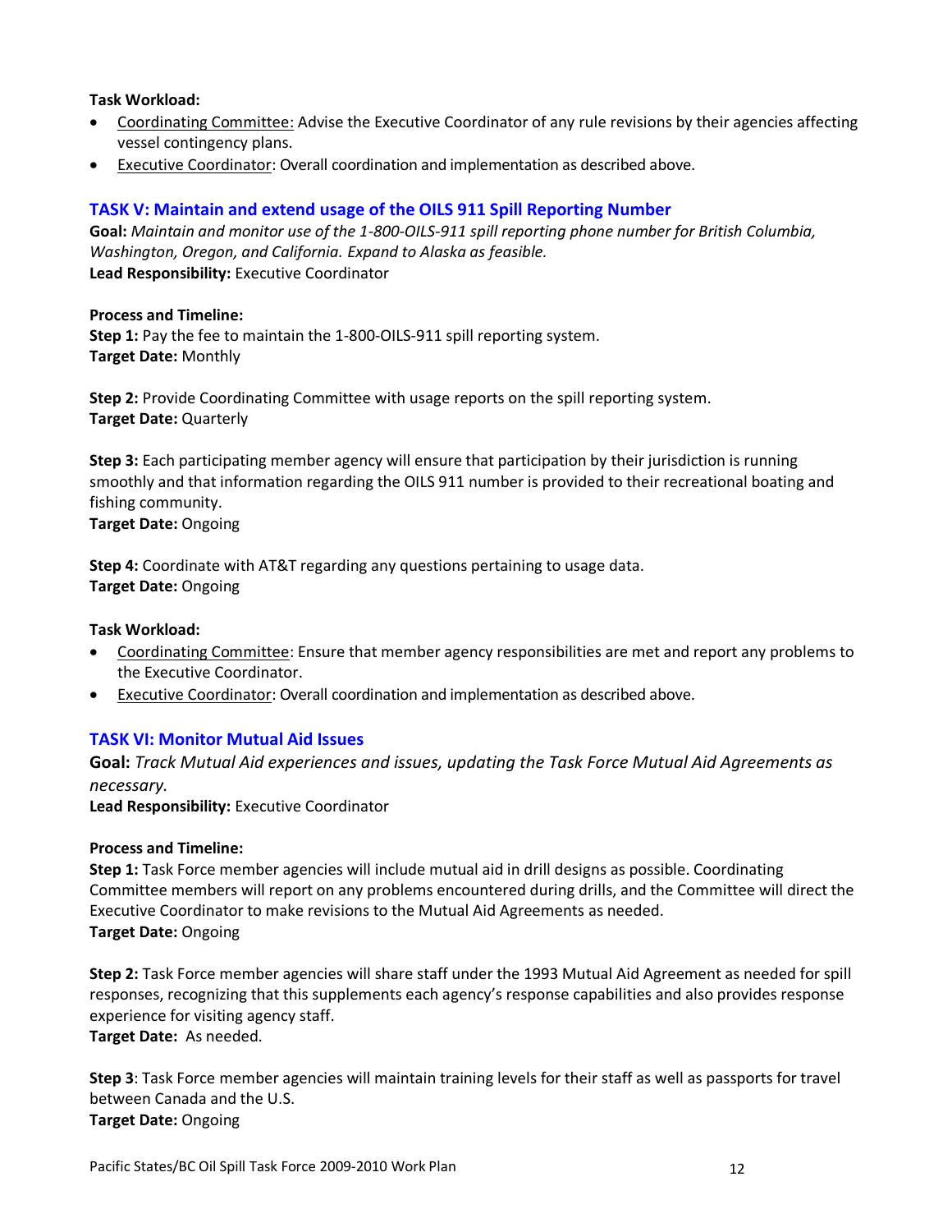**Task Workload:**

- Coordinating Committee: Advise the Executive Coordinator of any rule revisions by their agencies affecting vessel contingency plans.
- Executive Coordinator: Overall coordination and implementation as described above.

## TASK V: Maintain and extend usage of the OILS 911 Spill Reporting Number

**Goal:** *Maintain and monitor use of the 1-800-OILS-911 spill reporting phone number for British Columbia, Washington, Oregon, and California. Expand to Alaska as feasible.*
**Lead Responsibility:** Executive Coordinator

**Process and Timeline:**
**Step 1:** Pay the fee to maintain the 1-800-OILS-911 spill reporting system.
**Target Date:** Monthly

**Step 2:** Provide Coordinating Committee with usage reports on the spill reporting system.
**Target Date:** Quarterly

**Step 3:** Each participating member agency will ensure that participation by their jurisdiction is running smoothly and that information regarding the OILS 911 number is provided to their recreational boating and fishing community.
**Target Date:** Ongoing

**Step 4:** Coordinate with AT&T regarding any questions pertaining to usage data.
**Target Date:** Ongoing

**Task Workload:**

- Coordinating Committee: Ensure that member agency responsibilities are met and report any problems to the Executive Coordinator.
- Executive Coordinator: Overall coordination and implementation as described above.

## TASK VI: Monitor Mutual Aid Issues

**Goal:** *Track Mutual Aid experiences and issues, updating the Task Force Mutual Aid Agreements as necessary.*
**Lead Responsibility:** Executive Coordinator

**Process and Timeline:**
**Step 1:** Task Force member agencies will include mutual aid in drill designs as possible. Coordinating Committee members will report on any problems encountered during drills, and the Committee will direct the Executive Coordinator to make revisions to the Mutual Aid Agreements as needed.
**Target Date:** Ongoing

**Step 2:** Task Force member agencies will share staff under the 1993 Mutual Aid Agreement as needed for spill responses, recognizing that this supplements each agency's response capabilities and also provides response experience for visiting agency staff.
**Target Date:** As needed.

**Step 3**: Task Force member agencies will maintain training levels for their staff as well as passports for travel between Canada and the U.S.
**Target Date:** Ongoing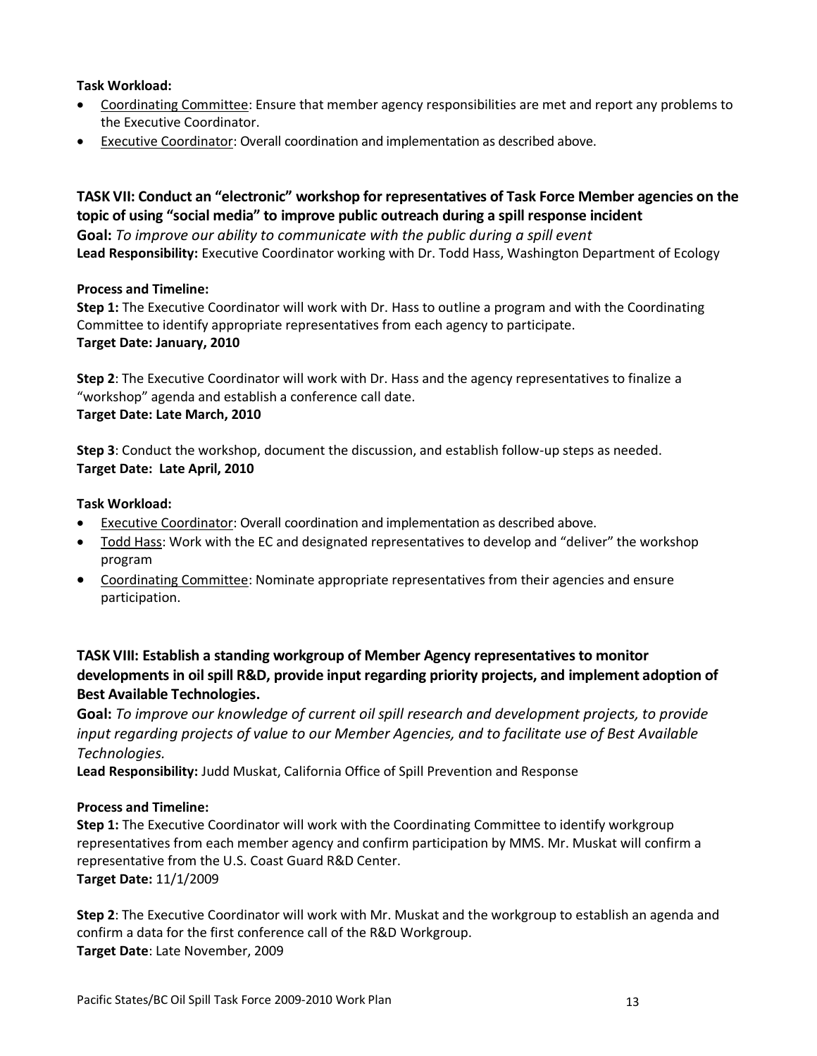**Task Workload:**

- Coordinating Committee: Ensure that member agency responsibilities are met and report any problems to the Executive Coordinator.
- Executive Coordinator: Overall coordination and implementation as described above.

## TASK VII: Conduct an "electronic" workshop for representatives of Task Force Member agencies on the topic of using "social media" to improve public outreach during a spill response incident

**Goal:** *To improve our ability to communicate with the public during a spill event*
**Lead Responsibility:** Executive Coordinator working with Dr. Todd Hass, Washington Department of Ecology

**Process and Timeline:**
**Step 1:** The Executive Coordinator will work with Dr. Hass to outline a program and with the Coordinating Committee to identify appropriate representatives from each agency to participate.
**Target Date: January, 2010**

**Step 2**: The Executive Coordinator will work with Dr. Hass and the agency representatives to finalize a "workshop" agenda and establish a conference call date.
**Target Date: Late March, 2010**

**Step 3**: Conduct the workshop, document the discussion, and establish follow-up steps as needed.
**Target Date: Late April, 2010**

**Task Workload:**

- Executive Coordinator: Overall coordination and implementation as described above.
- Todd Hass: Work with the EC and designated representatives to develop and "deliver" the workshop program
- Coordinating Committee: Nominate appropriate representatives from their agencies and ensure participation.

## TASK VIII: Establish a standing workgroup of Member Agency representatives to monitor developments in oil spill R&D, provide input regarding priority projects, and implement adoption of Best Available Technologies.

**Goal:** *To improve our knowledge of current oil spill research and development projects, to provide input regarding projects of value to our Member Agencies, and to facilitate use of Best Available Technologies.*
**Lead Responsibility:** Judd Muskat, California Office of Spill Prevention and Response

**Process and Timeline:**
**Step 1:** The Executive Coordinator will work with the Coordinating Committee to identify workgroup representatives from each member agency and confirm participation by MMS. Mr. Muskat will confirm a representative from the U.S. Coast Guard R&D Center.
**Target Date:** 11/1/2009

**Step 2**: The Executive Coordinator will work with Mr. Muskat and the workgroup to establish an agenda and confirm a data for the first conference call of the R&D Workgroup.
**Target Date**: Late November, 2009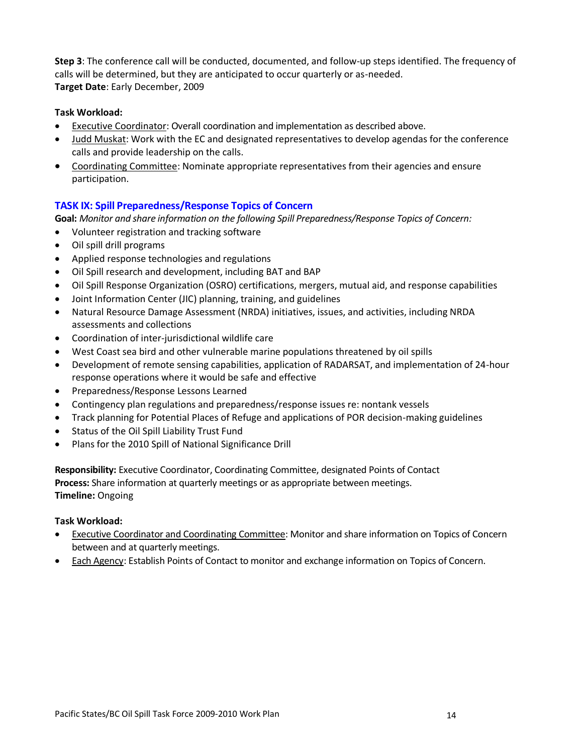**Step 3**: The conference call will be conducted, documented, and follow-up steps identified. The frequency of calls will be determined, but they are anticipated to occur quarterly or as-needed.
**Target Date**: Early December, 2009

**Task Workload:**

- Executive Coordinator: Overall coordination and implementation as described above.
- Judd Muskat: Work with the EC and designated representatives to develop agendas for the conference calls and provide leadership on the calls.
- Coordinating Committee: Nominate appropriate representatives from their agencies and ensure participation.

## TASK IX: Spill Preparedness/Response Topics of Concern

**Goal:** *Monitor and share information on the following Spill Preparedness/Response Topics of Concern:*

- Volunteer registration and tracking software
- Oil spill drill programs
- Applied response technologies and regulations
- Oil Spill research and development, including BAT and BAP
- Oil Spill Response Organization (OSRO) certifications, mergers, mutual aid, and response capabilities
- Joint Information Center (JIC) planning, training, and guidelines
- Natural Resource Damage Assessment (NRDA) initiatives, issues, and activities, including NRDA assessments and collections
- Coordination of inter-jurisdictional wildlife care
- West Coast sea bird and other vulnerable marine populations threatened by oil spills
- Development of remote sensing capabilities, application of RADARSAT, and implementation of 24-hour response operations where it would be safe and effective
- Preparedness/Response Lessons Learned
- Contingency plan regulations and preparedness/response issues re: nontank vessels
- Track planning for Potential Places of Refuge and applications of POR decision-making guidelines
- Status of the Oil Spill Liability Trust Fund
- Plans for the 2010 Spill of National Significance Drill

**Responsibility:** Executive Coordinator, Coordinating Committee, designated Points of Contact
**Process:** Share information at quarterly meetings or as appropriate between meetings.
**Timeline:** Ongoing

**Task Workload:**

- Executive Coordinator and Coordinating Committee: Monitor and share information on Topics of Concern between and at quarterly meetings.
- Each Agency: Establish Points of Contact to monitor and exchange information on Topics of Concern.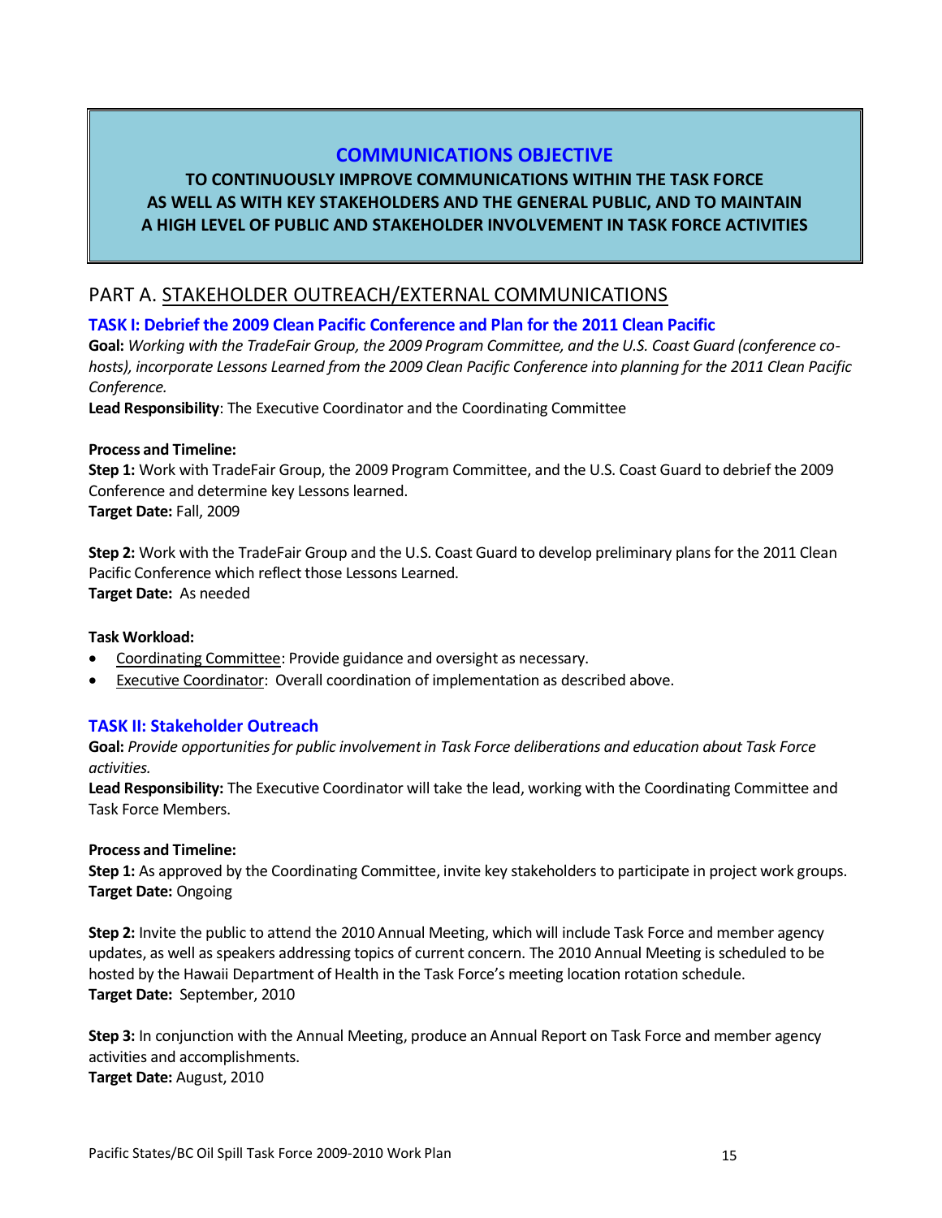# COMMUNICATIONS OBJECTIVE

**TO CONTINUOUSLY IMPROVE COMMUNICATIONS WITHIN THE TASK FORCE AS WELL AS WITH KEY STAKEHOLDERS AND THE GENERAL PUBLIC, AND TO MAINTAIN A HIGH LEVEL OF PUBLIC AND STAKEHOLDER INVOLVEMENT IN TASK FORCE ACTIVITIES**

## PART A. STAKEHOLDER OUTREACH/EXTERNAL COMMUNICATIONS

### TASK I: Debrief the 2009 Clean Pacific Conference and Plan for the 2011 Clean Pacific

**Goal:** *Working with the TradeFair Group, the 2009 Program Committee, and the U.S. Coast Guard (conference co-hosts), incorporate Lessons Learned from the 2009 Clean Pacific Conference into planning for the 2011 Clean Pacific Conference.*

**Lead Responsibility**: The Executive Coordinator and the Coordinating Committee

**Process and Timeline:**

**Step 1:** Work with TradeFair Group, the 2009 Program Committee, and the U.S. Coast Guard to debrief the 2009 Conference and determine key Lessons learned.
**Target Date:** Fall, 2009

**Step 2:** Work with the TradeFair Group and the U.S. Coast Guard to develop preliminary plans for the 2011 Clean Pacific Conference which reflect those Lessons Learned.
**Target Date:** As needed

**Task Workload:**

- Coordinating Committee: Provide guidance and oversight as necessary.
- Executive Coordinator: Overall coordination of implementation as described above.

### TASK II: Stakeholder Outreach

**Goal:** *Provide opportunities for public involvement in Task Force deliberations and education about Task Force activities.*

**Lead Responsibility:** The Executive Coordinator will take the lead, working with the Coordinating Committee and Task Force Members.

**Process and Timeline:**

**Step 1:** As approved by the Coordinating Committee, invite key stakeholders to participate in project work groups.
**Target Date:** Ongoing

**Step 2:** Invite the public to attend the 2010 Annual Meeting, which will include Task Force and member agency updates, as well as speakers addressing topics of current concern. The 2010 Annual Meeting is scheduled to be hosted by the Hawaii Department of Health in the Task Force's meeting location rotation schedule.
**Target Date:** September, 2010

**Step 3:** In conjunction with the Annual Meeting, produce an Annual Report on Task Force and member agency activities and accomplishments.
**Target Date:** August, 2010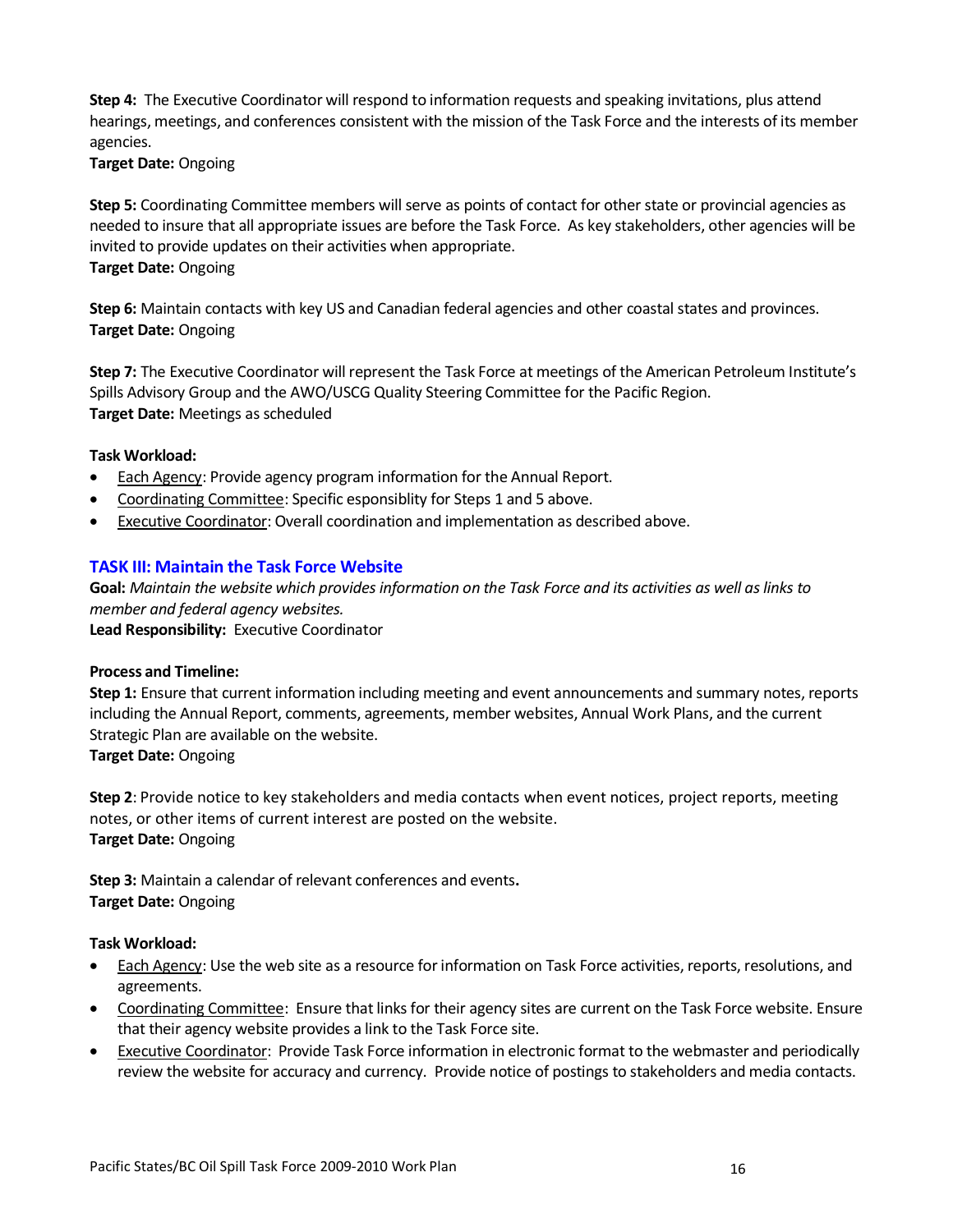**Step 4:** The Executive Coordinator will respond to information requests and speaking invitations, plus attend hearings, meetings, and conferences consistent with the mission of the Task Force and the interests of its member agencies.
**Target Date:** Ongoing

**Step 5:** Coordinating Committee members will serve as points of contact for other state or provincial agencies as needed to insure that all appropriate issues are before the Task Force. As key stakeholders, other agencies will be invited to provide updates on their activities when appropriate.
**Target Date:** Ongoing

**Step 6:** Maintain contacts with key US and Canadian federal agencies and other coastal states and provinces.
**Target Date:** Ongoing

**Step 7:** The Executive Coordinator will represent the Task Force at meetings of the American Petroleum Institute's Spills Advisory Group and the AWO/USCG Quality Steering Committee for the Pacific Region.
**Target Date:** Meetings as scheduled

**Task Workload:**

- Each Agency: Provide agency program information for the Annual Report.
- Coordinating Committee: Specific esponsiblity for Steps 1 and 5 above.
- Executive Coordinator: Overall coordination and implementation as described above.

## TASK III: Maintain the Task Force Website

**Goal:** *Maintain the website which provides information on the Task Force and its activities as well as links to member and federal agency websites.*
**Lead Responsibility:** Executive Coordinator

**Process and Timeline:**

**Step 1:** Ensure that current information including meeting and event announcements and summary notes, reports including the Annual Report, comments, agreements, member websites, Annual Work Plans, and the current Strategic Plan are available on the website.
**Target Date:** Ongoing

**Step 2**: Provide notice to key stakeholders and media contacts when event notices, project reports, meeting notes, or other items of current interest are posted on the website.
**Target Date:** Ongoing

**Step 3:** Maintain a calendar of relevant conferences and events**.**
**Target Date:** Ongoing

**Task Workload:**

- Each Agency: Use the web site as a resource for information on Task Force activities, reports, resolutions, and agreements.
- Coordinating Committee: Ensure that links for their agency sites are current on the Task Force website. Ensure that their agency website provides a link to the Task Force site.
- Executive Coordinator: Provide Task Force information in electronic format to the webmaster and periodically review the website for accuracy and currency. Provide notice of postings to stakeholders and media contacts.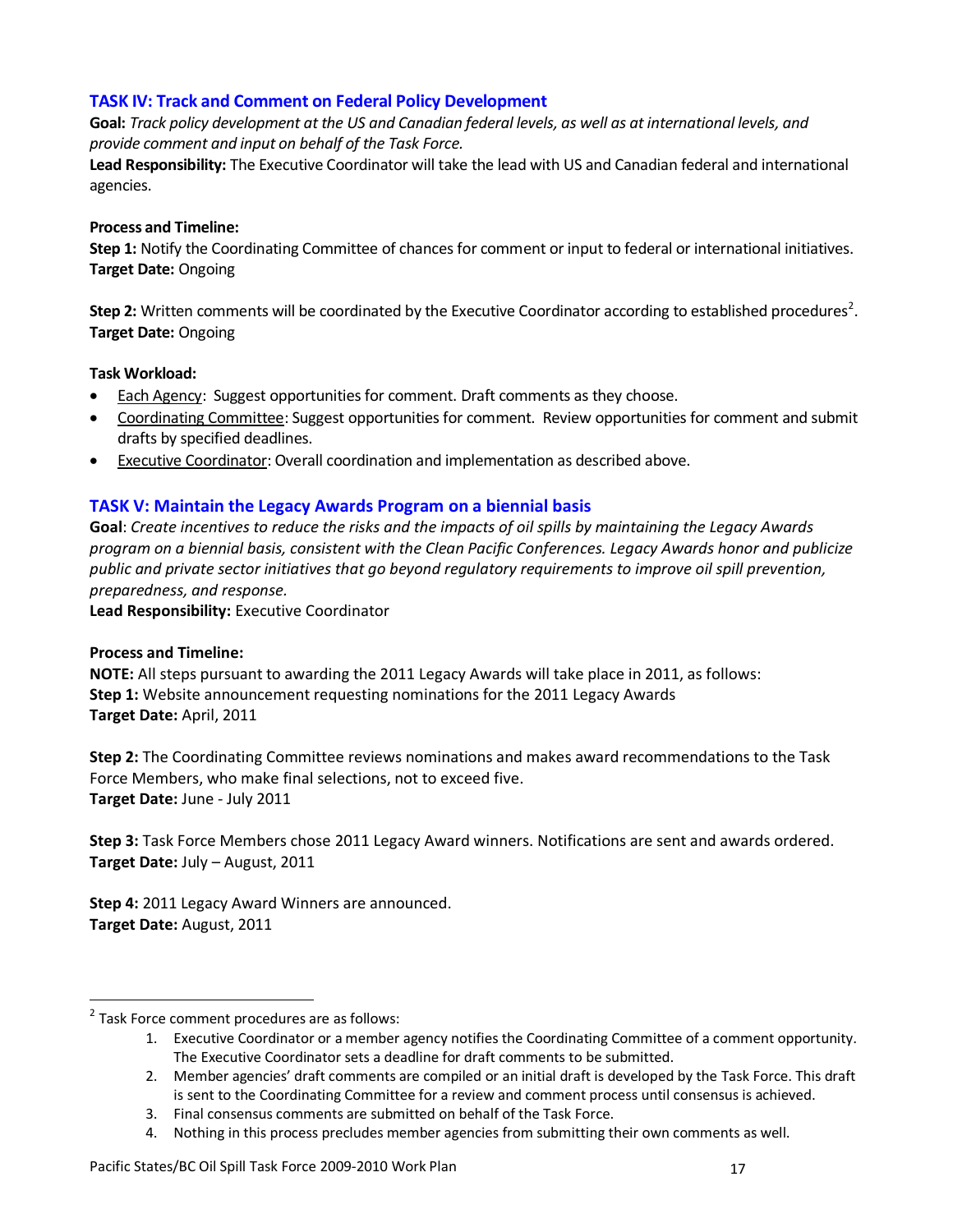### TASK IV: Track and Comment on Federal Policy Development

**Goal:** *Track policy development at the US and Canadian federal levels, as well as at international levels, and provide comment and input on behalf of the Task Force.*
**Lead Responsibility:** The Executive Coordinator will take the lead with US and Canadian federal and international agencies.

**Process and Timeline:**
**Step 1:** Notify the Coordinating Committee of chances for comment or input to federal or international initiatives.
**Target Date:** Ongoing

**Step 2:** Written comments will be coordinated by the Executive Coordinator according to established procedures[2].
**Target Date:** Ongoing

**Task Workload:**

- Each Agency: Suggest opportunities for comment. Draft comments as they choose.
- Coordinating Committee: Suggest opportunities for comment. Review opportunities for comment and submit drafts by specified deadlines.
- Executive Coordinator: Overall coordination and implementation as described above.

### TASK V: Maintain the Legacy Awards Program on a biennial basis

**Goal**: *Create incentives to reduce the risks and the impacts of oil spills by maintaining the Legacy Awards program on a biennial basis, consistent with the Clean Pacific Conferences. Legacy Awards honor and publicize public and private sector initiatives that go beyond regulatory requirements to improve oil spill prevention, preparedness, and response.*
**Lead Responsibility:** Executive Coordinator

**Process and Timeline:**
**NOTE:** All steps pursuant to awarding the 2011 Legacy Awards will take place in 2011, as follows:
**Step 1:** Website announcement requesting nominations for the 2011 Legacy Awards
**Target Date:** April, 2011

**Step 2:** The Coordinating Committee reviews nominations and makes award recommendations to the Task Force Members, who make final selections, not to exceed five.
**Target Date:** June - July 2011

**Step 3:** Task Force Members chose 2011 Legacy Award winners. Notifications are sent and awards ordered.
**Target Date:** July – August, 2011

**Step 4:** 2011 Legacy Award Winners are announced.
**Target Date:** August, 2011

---

[2] Task Force comment procedures are as follows:

1. Executive Coordinator or a member agency notifies the Coordinating Committee of a comment opportunity. The Executive Coordinator sets a deadline for draft comments to be submitted.
2. Member agencies' draft comments are compiled or an initial draft is developed by the Task Force. This draft is sent to the Coordinating Committee for a review and comment process until consensus is achieved.
3. Final consensus comments are submitted on behalf of the Task Force.
4. Nothing in this process precludes member agencies from submitting their own comments as well.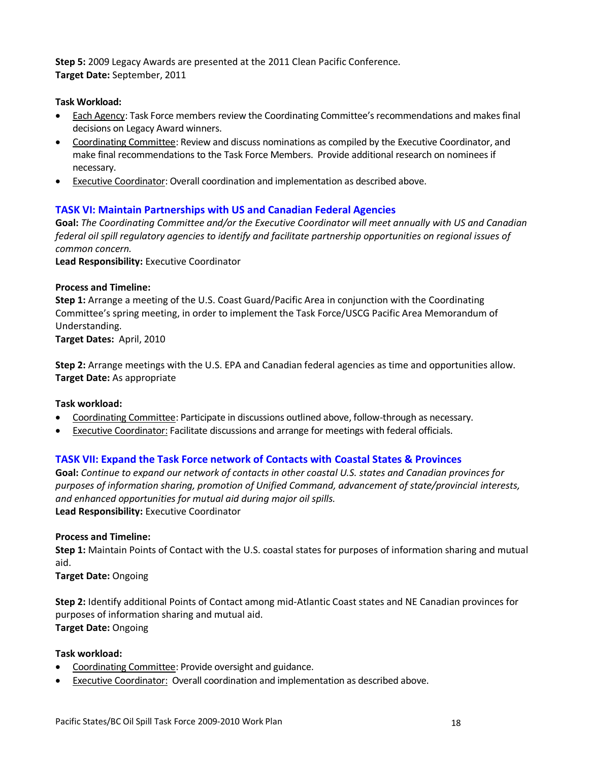**Step 5:** 2009 Legacy Awards are presented at the 2011 Clean Pacific Conference.
**Target Date:** September, 2011

**Task Workload:**

- Each Agency: Task Force members review the Coordinating Committee's recommendations and makes final decisions on Legacy Award winners.
- Coordinating Committee: Review and discuss nominations as compiled by the Executive Coordinator, and make final recommendations to the Task Force Members. Provide additional research on nominees if necessary.
- Executive Coordinator: Overall coordination and implementation as described above.

## TASK VI: Maintain Partnerships with US and Canadian Federal Agencies

**Goal:** *The Coordinating Committee and/or the Executive Coordinator will meet annually with US and Canadian federal oil spill regulatory agencies to identify and facilitate partnership opportunities on regional issues of common concern.*
**Lead Responsibility:** Executive Coordinator

**Process and Timeline:**
**Step 1:** Arrange a meeting of the U.S. Coast Guard/Pacific Area in conjunction with the Coordinating Committee's spring meeting, in order to implement the Task Force/USCG Pacific Area Memorandum of Understanding.
**Target Dates:** April, 2010

**Step 2:** Arrange meetings with the U.S. EPA and Canadian federal agencies as time and opportunities allow.
**Target Date:** As appropriate

**Task workload:**

- Coordinating Committee: Participate in discussions outlined above, follow-through as necessary.
- Executive Coordinator: Facilitate discussions and arrange for meetings with federal officials.

## TASK VII: Expand the Task Force network of Contacts with Coastal States & Provinces

**Goal:** *Continue to expand our network of contacts in other coastal U.S. states and Canadian provinces for purposes of information sharing, promotion of Unified Command, advancement of state/provincial interests, and enhanced opportunities for mutual aid during major oil spills.*
**Lead Responsibility:** Executive Coordinator

**Process and Timeline:**
**Step 1:** Maintain Points of Contact with the U.S. coastal states for purposes of information sharing and mutual aid.
**Target Date:** Ongoing

**Step 2:** Identify additional Points of Contact among mid-Atlantic Coast states and NE Canadian provinces for purposes of information sharing and mutual aid.
**Target Date:** Ongoing

**Task workload:**

- Coordinating Committee: Provide oversight and guidance.
- Executive Coordinator: Overall coordination and implementation as described above.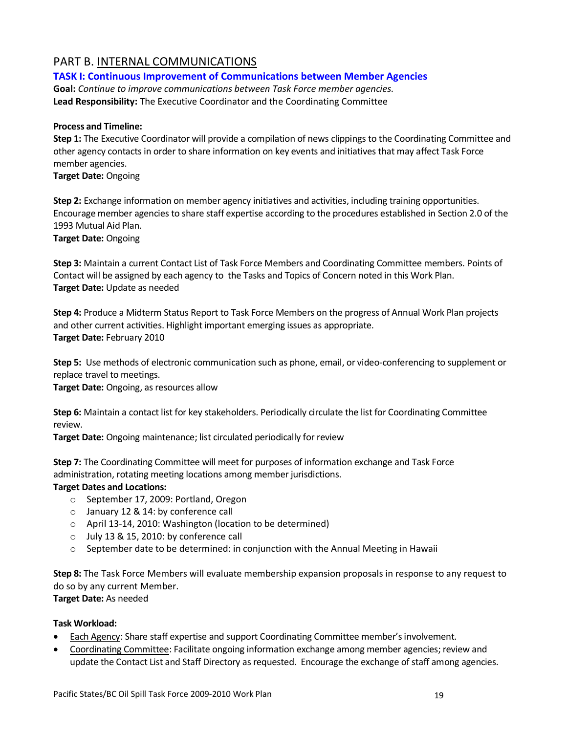## PART B. INTERNAL COMMUNICATIONS

### TASK I: Continuous Improvement of Communications between Member Agencies

**Goal:** *Continue to improve communications between Task Force member agencies.*
**Lead Responsibility:** The Executive Coordinator and the Coordinating Committee

**Process and Timeline:**

**Step 1:** The Executive Coordinator will provide a compilation of news clippings to the Coordinating Committee and other agency contacts in order to share information on key events and initiatives that may affect Task Force member agencies.
**Target Date:** Ongoing

**Step 2:** Exchange information on member agency initiatives and activities, including training opportunities. Encourage member agencies to share staff expertise according to the procedures established in Section 2.0 of the 1993 Mutual Aid Plan.
**Target Date:** Ongoing

**Step 3:** Maintain a current Contact List of Task Force Members and Coordinating Committee members. Points of Contact will be assigned by each agency to the Tasks and Topics of Concern noted in this Work Plan.
**Target Date:** Update as needed

**Step 4:** Produce a Midterm Status Report to Task Force Members on the progress of Annual Work Plan projects and other current activities. Highlight important emerging issues as appropriate.
**Target Date:** February 2010

**Step 5:** Use methods of electronic communication such as phone, email, or video-conferencing to supplement or replace travel to meetings.
**Target Date:** Ongoing, as resources allow

**Step 6:** Maintain a contact list for key stakeholders. Periodically circulate the list for Coordinating Committee review.
**Target Date:** Ongoing maintenance; list circulated periodically for review

**Step 7:** The Coordinating Committee will meet for purposes of information exchange and Task Force administration, rotating meeting locations among member jurisdictions.
**Target Dates and Locations:**

- September 17, 2009: Portland, Oregon
- January 12 & 14: by conference call
- April 13-14, 2010: Washington (location to be determined)
- July 13 & 15, 2010: by conference call
- September date to be determined: in conjunction with the Annual Meeting in Hawaii

**Step 8:** The Task Force Members will evaluate membership expansion proposals in response to any request to do so by any current Member.
**Target Date:** As needed

**Task Workload:**

- Each Agency: Share staff expertise and support Coordinating Committee member's involvement.
- Coordinating Committee: Facilitate ongoing information exchange among member agencies; review and update the Contact List and Staff Directory as requested. Encourage the exchange of staff among agencies.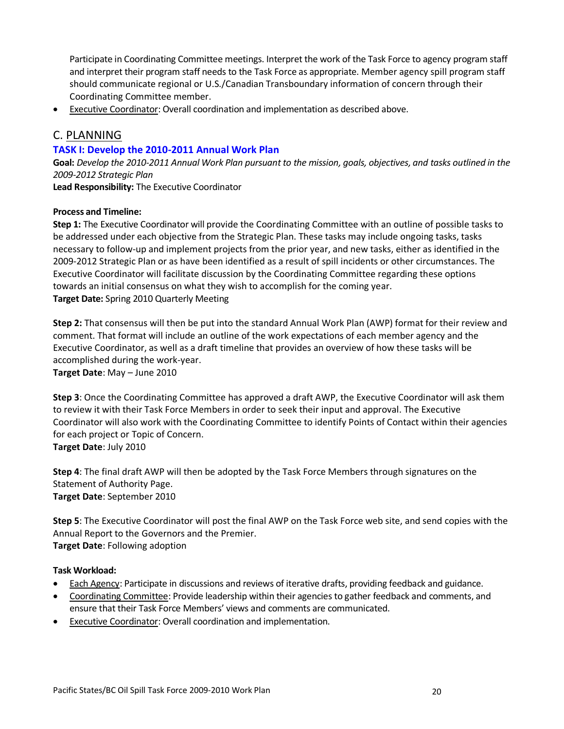Participate in Coordinating Committee meetings. Interpret the work of the Task Force to agency program staff and interpret their program staff needs to the Task Force as appropriate. Member agency spill program staff should communicate regional or U.S./Canadian Transboundary information of concern through their Coordinating Committee member.

- Executive Coordinator: Overall coordination and implementation as described above.

## C. PLANNING

### TASK I: Develop the 2010-2011 Annual Work Plan

**Goal:** *Develop the 2010-2011 Annual Work Plan pursuant to the mission, goals, objectives, and tasks outlined in the 2009-2012 Strategic Plan*

**Lead Responsibility:** The Executive Coordinator

**Process and Timeline:**

**Step 1:** The Executive Coordinator will provide the Coordinating Committee with an outline of possible tasks to be addressed under each objective from the Strategic Plan. These tasks may include ongoing tasks, tasks necessary to follow-up and implement projects from the prior year, and new tasks, either as identified in the 2009-2012 Strategic Plan or as have been identified as a result of spill incidents or other circumstances. The Executive Coordinator will facilitate discussion by the Coordinating Committee regarding these options towards an initial consensus on what they wish to accomplish for the coming year.

**Target Date:** Spring 2010 Quarterly Meeting

**Step 2:** That consensus will then be put into the standard Annual Work Plan (AWP) format for their review and comment. That format will include an outline of the work expectations of each member agency and the Executive Coordinator, as well as a draft timeline that provides an overview of how these tasks will be accomplished during the work-year.

**Target Date**: May – June 2010

**Step 3**: Once the Coordinating Committee has approved a draft AWP, the Executive Coordinator will ask them to review it with their Task Force Members in order to seek their input and approval. The Executive Coordinator will also work with the Coordinating Committee to identify Points of Contact within their agencies for each project or Topic of Concern.

**Target Date**: July 2010

**Step 4**: The final draft AWP will then be adopted by the Task Force Members through signatures on the Statement of Authority Page.

**Target Date**: September 2010

**Step 5**: The Executive Coordinator will post the final AWP on the Task Force web site, and send copies with the Annual Report to the Governors and the Premier.

**Target Date**: Following adoption

**Task Workload:**

- Each Agency: Participate in discussions and reviews of iterative drafts, providing feedback and guidance.
- Coordinating Committee: Provide leadership within their agencies to gather feedback and comments, and ensure that their Task Force Members' views and comments are communicated.
- Executive Coordinator: Overall coordination and implementation.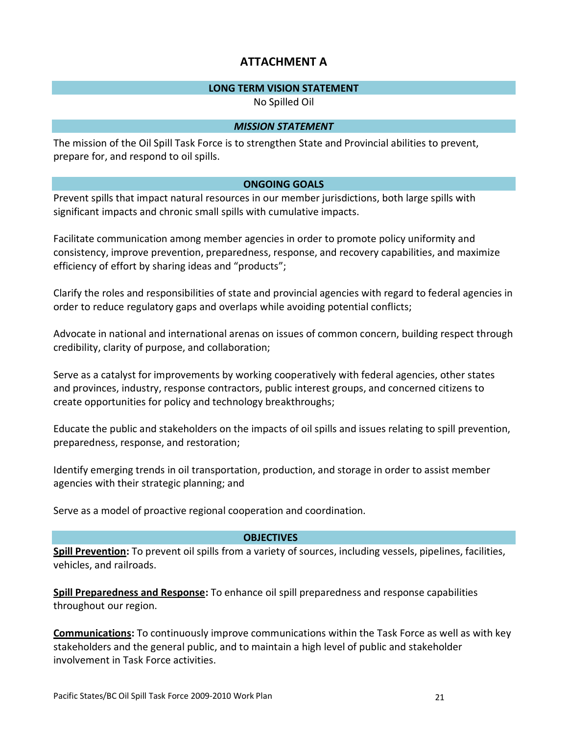# ATTACHMENT A

## LONG TERM VISION STATEMENT

No Spilled Oil

## *MISSION STATEMENT*

The mission of the Oil Spill Task Force is to strengthen State and Provincial abilities to prevent, prepare for, and respond to oil spills.

## ONGOING GOALS

Prevent spills that impact natural resources in our member jurisdictions, both large spills with significant impacts and chronic small spills with cumulative impacts.

Facilitate communication among member agencies in order to promote policy uniformity and consistency, improve prevention, preparedness, response, and recovery capabilities, and maximize efficiency of effort by sharing ideas and "products";

Clarify the roles and responsibilities of state and provincial agencies with regard to federal agencies in order to reduce regulatory gaps and overlaps while avoiding potential conflicts;

Advocate in national and international arenas on issues of common concern, building respect through credibility, clarity of purpose, and collaboration;

Serve as a catalyst for improvements by working cooperatively with federal agencies, other states and provinces, industry, response contractors, public interest groups, and concerned citizens to create opportunities for policy and technology breakthroughs;

Educate the public and stakeholders on the impacts of oil spills and issues relating to spill prevention, preparedness, response, and restoration;

Identify emerging trends in oil transportation, production, and storage in order to assist member agencies with their strategic planning; and

Serve as a model of proactive regional cooperation and coordination.

## OBJECTIVES

**Spill Prevention:** To prevent oil spills from a variety of sources, including vessels, pipelines, facilities, vehicles, and railroads.

**Spill Preparedness and Response:** To enhance oil spill preparedness and response capabilities throughout our region.

**Communications:** To continuously improve communications within the Task Force as well as with key stakeholders and the general public, and to maintain a high level of public and stakeholder involvement in Task Force activities.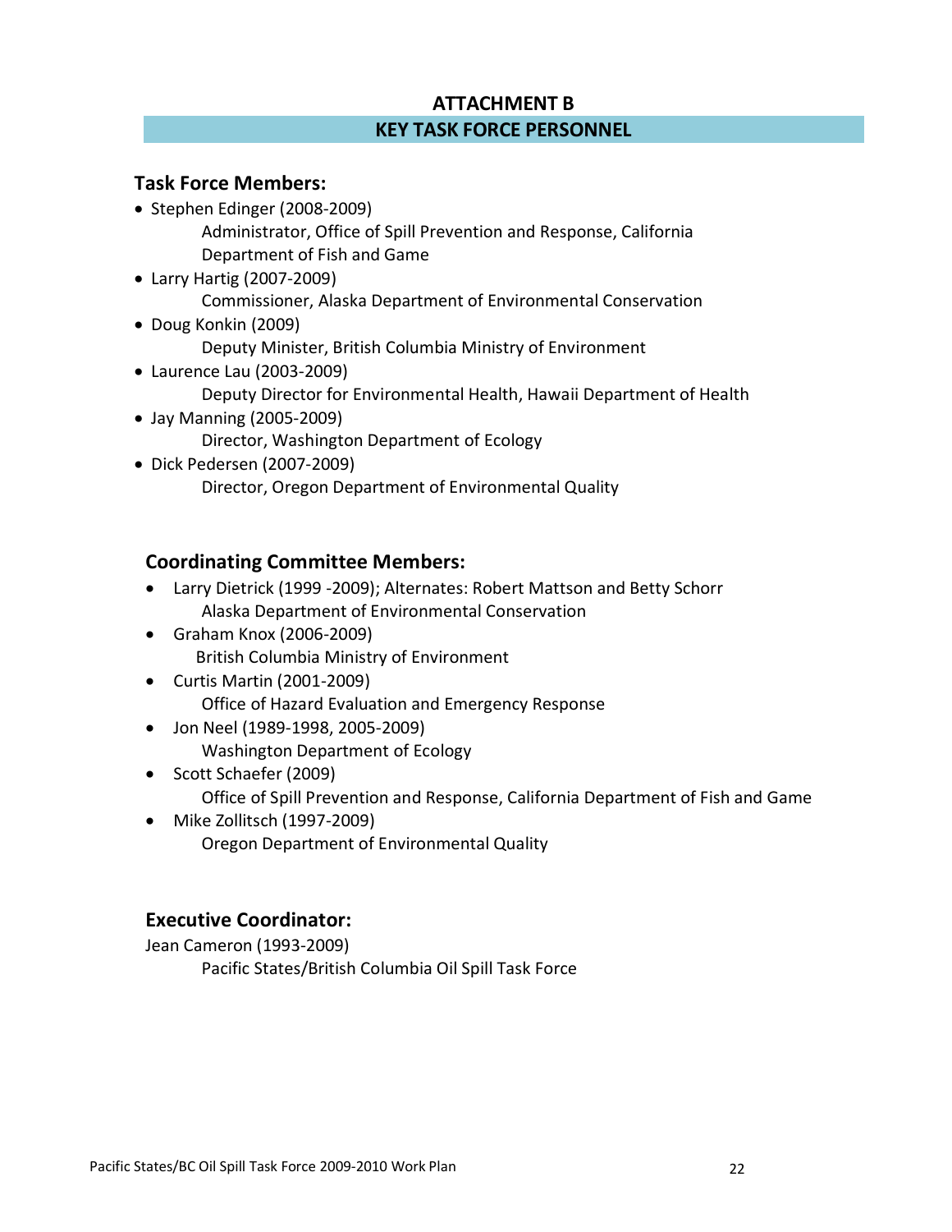# ATTACHMENT B

## KEY TASK FORCE PERSONNEL

### Task Force Members:

- Stephen Edinger (2008-2009)
  Administrator, Office of Spill Prevention and Response, California Department of Fish and Game
- Larry Hartig (2007-2009)
  Commissioner, Alaska Department of Environmental Conservation
- Doug Konkin (2009)
  Deputy Minister, British Columbia Ministry of Environment
- Laurence Lau (2003-2009)
  Deputy Director for Environmental Health, Hawaii Department of Health
- Jay Manning (2005-2009)
  Director, Washington Department of Ecology
- Dick Pedersen (2007-2009)
  Director, Oregon Department of Environmental Quality

### Coordinating Committee Members:

- Larry Dietrick (1999 -2009); Alternates: Robert Mattson and Betty Schorr
  Alaska Department of Environmental Conservation
- Graham Knox (2006-2009)
  British Columbia Ministry of Environment
- Curtis Martin (2001-2009)
  Office of Hazard Evaluation and Emergency Response
- Jon Neel (1989-1998, 2005-2009)
  Washington Department of Ecology
- Scott Schaefer (2009)
  Office of Spill Prevention and Response, California Department of Fish and Game
- Mike Zollitsch (1997-2009)
  Oregon Department of Environmental Quality

### Executive Coordinator:

Jean Cameron (1993-2009)
Pacific States/British Columbia Oil Spill Task Force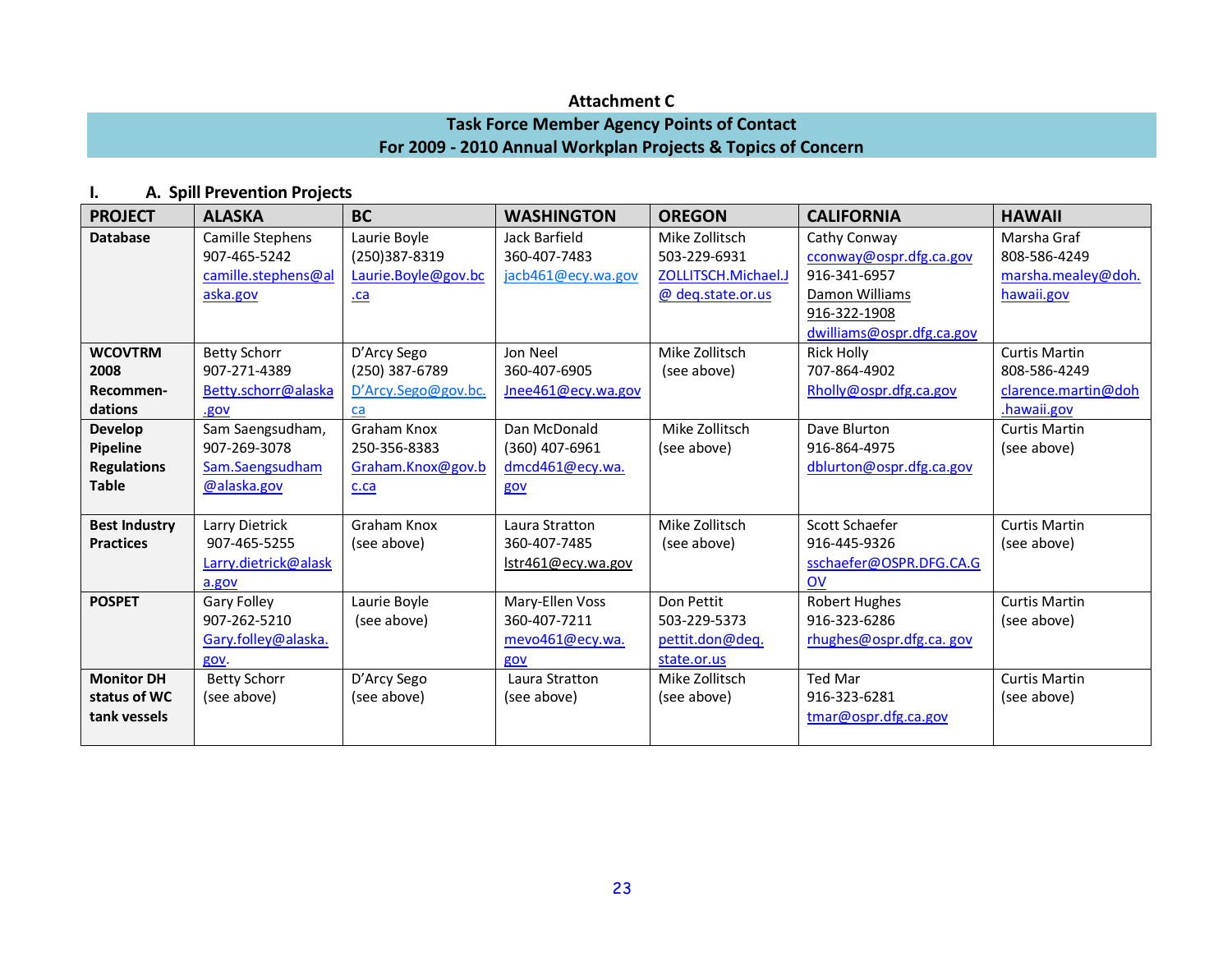# Attachment C

## Task Force Member Agency Points of Contact
## For 2009 - 2010 Annual Workplan Projects & Topics of Concern

### I. A. Spill Prevention Projects

| PROJECT | ALASKA | BC | WASHINGTON | OREGON | CALIFORNIA | HAWAII |
|---|---|---|---|---|---|---|
| **Database** | Camille Stephens 907-465-5242 camille.stephens@alaska.gov | Laurie Boyle (250)387-8319 Laurie.Boyle@gov.bc.ca | Jack Barfield 360-407-7483 jacb461@ecy.wa.gov | Mike Zollitsch 503-229-6931 ZOLLITSCH.Michael.J@ deq.state.or.us | Cathy Conway cconway@ospr.dfg.ca.gov 916-341-6957 Damon Williams 916-322-1908 dwilliams@ospr.dfg.ca.gov | Marsha Graf 808-586-4249 marsha.mealey@doh.hawaii.gov |
| **WCOVTRM 2008 Recommen-dations** | Betty Schorr 907-271-4389 Betty.schorr@alaska.gov | D'Arcy Sego (250) 387-6789 D'Arcy.Sego@gov.bc.ca | Jon Neel 360-407-6905 Jnee461@ecy.wa.gov | Mike Zollitsch (see above) | Rick Holly 707-864-4902 Rholly@ospr.dfg.ca.gov | Curtis Martin 808-586-4249 clarence.martin@doh.hawaii.gov |
| **Develop Pipeline Regulations Table** | Sam Saengsudham, 907-269-3078 Sam.Saengsudham@alaska.gov | Graham Knox 250-356-8383 Graham.Knox@gov.bc.ca | Dan McDonald (360) 407-6961 dmcd461@ecy.wa.gov | Mike Zollitsch (see above) | Dave Blurton 916-864-4975 dblurton@ospr.dfg.ca.gov | Curtis Martin (see above) |
| **Best Industry Practices** | Larry Dietrick 907-465-5255 Larry.dietrick@alaska.gov | Graham Knox (see above) | Laura Stratton 360-407-7485 lstr461@ecy.wa.gov | Mike Zollitsch (see above) | Scott Schaefer 916-445-9326 sschaefer@OSPR.DFG.CA.GOV | Curtis Martin (see above) |
| **POSPET** | Gary Folley 907-262-5210 Gary.folley@alaska.gov. | Laurie Boyle (see above) | Mary-Ellen Voss 360-407-7211 mevo461@ecy.wa.gov | Don Pettit 503-229-5373 pettit.don@deq.state.or.us | Robert Hughes 916-323-6286 rhughes@ospr.dfg.ca. gov | Curtis Martin (see above) |
| **Monitor DH status of WC tank vessels** | Betty Schorr (see above) | D'Arcy Sego (see above) | Laura Stratton (see above) | Mike Zollitsch (see above) | Ted Mar 916-323-6281 tmar@ospr.dfg.ca.gov | Curtis Martin (see above) |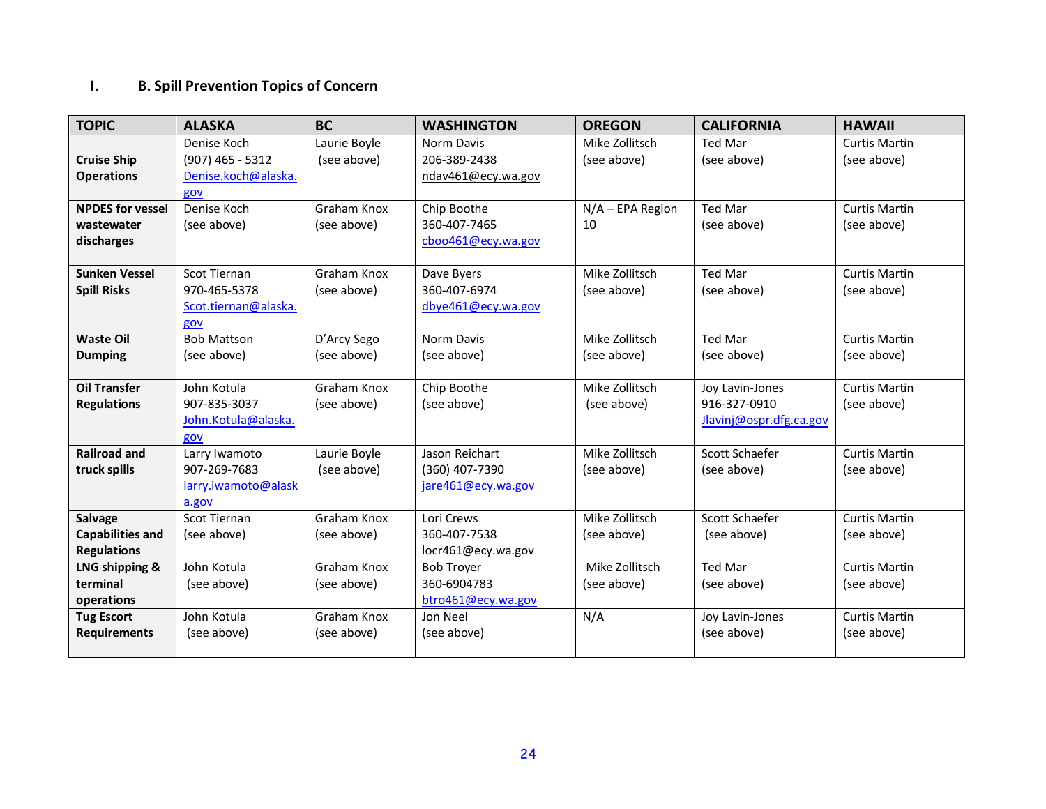## I. B. Spill Prevention Topics of Concern

| TOPIC | ALASKA | BC | WASHINGTON | OREGON | CALIFORNIA | HAWAII |
|---|---|---|---|---|---|---|
| **Cruise Ship Operations** | Denise Koch<br>(907) 465 - 5312<br>Denise.koch@alaska.gov | Laurie Boyle<br>(see above) | Norm Davis<br>206-389-2438<br>ndav461@ecy.wa.gov | Mike Zollitsch<br>(see above) | Ted Mar<br>(see above) | Curtis Martin<br>(see above) |
| **NPDES for vessel wastewater discharges** | Denise Koch<br>(see above) | Graham Knox<br>(see above) | Chip Boothe<br>360-407-7465<br>cboo461@ecy.wa.gov | N/A – EPA Region 10 | Ted Mar<br>(see above) | Curtis Martin<br>(see above) |
| **Sunken Vessel Spill Risks** | Scot Tiernan<br>970-465-5378<br>Scot.tiernan@alaska.gov | Graham Knox<br>(see above) | Dave Byers<br>360-407-6974<br>dbye461@ecy.wa.gov | Mike Zollitsch<br>(see above) | Ted Mar<br>(see above) | Curtis Martin<br>(see above) |
| **Waste Oil Dumping** | Bob Mattson<br>(see above) | D'Arcy Sego<br>(see above) | Norm Davis<br>(see above) | Mike Zollitsch<br>(see above) | Ted Mar<br>(see above) | Curtis Martin<br>(see above) |
| **Oil Transfer Regulations** | John Kotula<br>907-835-3037<br>John.Kotula@alaska.gov | Graham Knox<br>(see above) | Chip Boothe<br>(see above) | Mike Zollitsch<br>(see above) | Joy Lavin-Jones<br>916-327-0910<br>Jlavinj@ospr.dfg.ca.gov | Curtis Martin<br>(see above) |
| **Railroad and truck spills** | Larry Iwamoto<br>907-269-7683<br>larry.iwamoto@alaska.gov | Laurie Boyle<br>(see above) | Jason Reichart<br>(360) 407-7390<br>jare461@ecy.wa.gov | Mike Zollitsch<br>(see above) | Scott Schaefer<br>(see above) | Curtis Martin<br>(see above) |
| **Salvage Capabilities and Regulations** | Scot Tiernan<br>(see above) | Graham Knox<br>(see above) | Lori Crews<br>360-407-7538<br>locr461@ecy.wa.gov | Mike Zollitsch<br>(see above) | Scott Schaefer<br>(see above) | Curtis Martin<br>(see above) |
| **LNG shipping & terminal operations** | John Kotula<br>(see above) | Graham Knox<br>(see above) | Bob Troyer<br>360-6904783<br>btro461@ecy.wa.gov | Mike Zollitsch<br>(see above) | Ted Mar<br>(see above) | Curtis Martin<br>(see above) |
| **Tug Escort Requirements** | John Kotula<br>(see above) | Graham Knox<br>(see above) | Jon Neel<br>(see above) | N/A | Joy Lavin-Jones<br>(see above) | Curtis Martin<br>(see above) |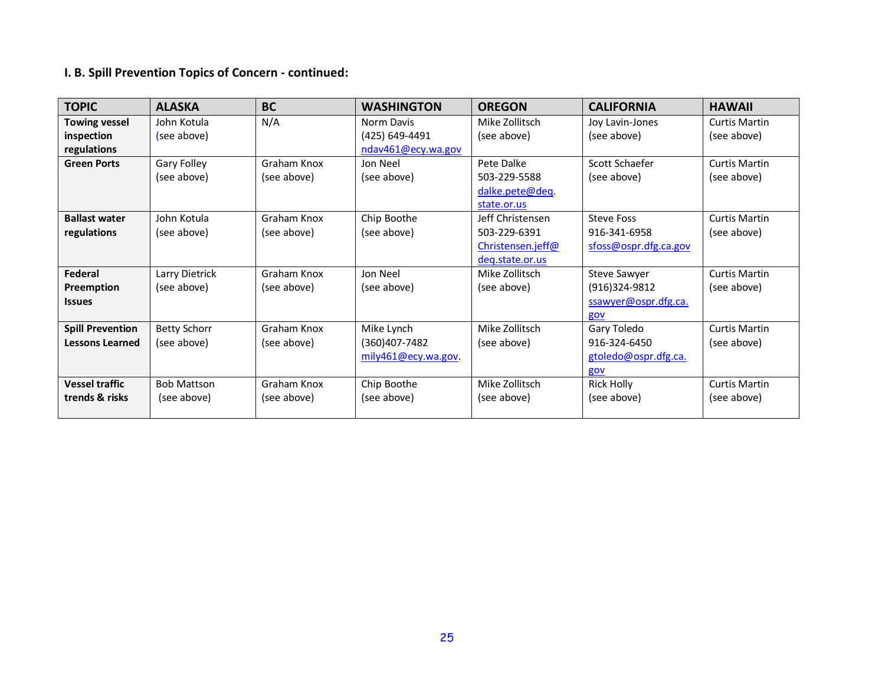### I. B. Spill Prevention Topics of Concern - continued:

| TOPIC | ALASKA | BC | WASHINGTON | OREGON | CALIFORNIA | HAWAII |
|---|---|---|---|---|---|---|
| **Towing vessel inspection regulations** | John Kotula (see above) | N/A | Norm Davis (425) 649-4491 ndav461@ecy.wa.gov | Mike Zollitsch (see above) | Joy Lavin-Jones (see above) | Curtis Martin (see above) |
| **Green Ports** | Gary Folley (see above) | Graham Knox (see above) | Jon Neel (see above) | Pete Dalke 503-229-5588 dalke.pete@deq.state.or.us | Scott Schaefer (see above) | Curtis Martin (see above) |
| **Ballast water regulations** | John Kotula (see above) | Graham Knox (see above) | Chip Boothe (see above) | Jeff Christensen 503-229-6391 Christensen.jeff@deq.state.or.us | Steve Foss 916-341-6958 sfoss@ospr.dfg.ca.gov | Curtis Martin (see above) |
| **Federal Preemption Issues** | Larry Dietrick (see above) | Graham Knox (see above) | Jon Neel (see above) | Mike Zollitsch (see above) | Steve Sawyer (916)324-9812 ssawyer@ospr.dfg.ca.gov | Curtis Martin (see above) |
| **Spill Prevention Lessons Learned** | Betty Schorr (see above) | Graham Knox (see above) | Mike Lynch (360)407-7482 mily461@ecy.wa.gov. | Mike Zollitsch (see above) | Gary Toledo 916-324-6450 gtoledo@ospr.dfg.ca.gov | Curtis Martin (see above) |
| **Vessel traffic trends & risks** | Bob Mattson (see above) | Graham Knox (see above) | Chip Boothe (see above) | Mike Zollitsch (see above) | Rick Holly (see above) | Curtis Martin (see above) |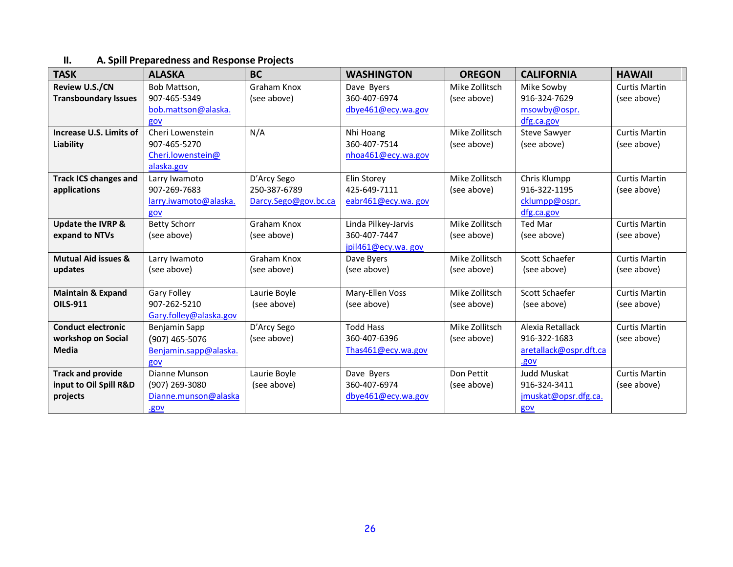## II. A. Spill Preparedness and Response Projects

| TASK | ALASKA | BC | WASHINGTON | OREGON | CALIFORNIA | HAWAII |
|---|---|---|---|---|---|---|
| **Review U.S./CN Transboundary Issues** | Bob Mattson, 907-465-5349 bob.mattson@alaska.gov | Graham Knox (see above) | Dave Byers 360-407-6974 dbye461@ecy.wa.gov | Mike Zollitsch (see above) | Mike Sowby 916-324-7629 msowby@ospr.dfg.ca.gov | Curtis Martin (see above) |
| **Increase U.S. Limits of Liability** | Cheri Lowenstein 907-465-5270 Cheri.lowenstein@alaska.gov | N/A | Nhi Hoang 360-407-7514 nhoa461@ecy.wa.gov | Mike Zollitsch (see above) | Steve Sawyer (see above) | Curtis Martin (see above) |
| **Track ICS changes and applications** | Larry Iwamoto 907-269-7683 larry.iwamoto@alaska.gov | D'Arcy Sego 250-387-6789 Darcy.Sego@gov.bc.ca | Elin Storey 425-649-7111 eabr461@ecy.wa. gov | Mike Zollitsch (see above) | Chris Klumpp 916-322-1195 cklumpp@ospr.dfg.ca.gov | Curtis Martin (see above) |
| **Update the IVRP & expand to NTVs** | Betty Schorr (see above) | Graham Knox (see above) | Linda Pilkey-Jarvis 360-407-7447 jpil461@ecy.wa. gov | Mike Zollitsch (see above) | Ted Mar (see above) | Curtis Martin (see above) |
| **Mutual Aid issues & updates** | Larry Iwamoto (see above) | Graham Knox (see above) | Dave Byers (see above) | Mike Zollitsch (see above) | Scott Schaefer (see above) | Curtis Martin (see above) |
| **Maintain & Expand OILS-911** | Gary Folley 907-262-5210 Gary.folley@alaska.gov | Laurie Boyle (see above) | Mary-Ellen Voss (see above) | Mike Zollitsch (see above) | Scott Schaefer (see above) | Curtis Martin (see above) |
| **Conduct electronic workshop on Social Media** | Benjamin Sapp (907) 465-5076 Benjamin.sapp@alaska.gov | D'Arcy Sego (see above) | Todd Hass 360-407-6396 Thas461@ecy.wa.gov | Mike Zollitsch (see above) | Alexia Retallack 916-322-1683 aretallack@ospr.dft.ca.gov | Curtis Martin (see above) |
| **Track and provide input to Oil Spill R&D projects** | Dianne Munson (907) 269-3080 Dianne.munson@alaska.gov | Laurie Boyle (see above) | Dave Byers 360-407-6974 dbye461@ecy.wa.gov | Don Pettit (see above) | Judd Muskat 916-324-3411 jmuskat@opsr.dfg.ca.gov | Curtis Martin (see above) |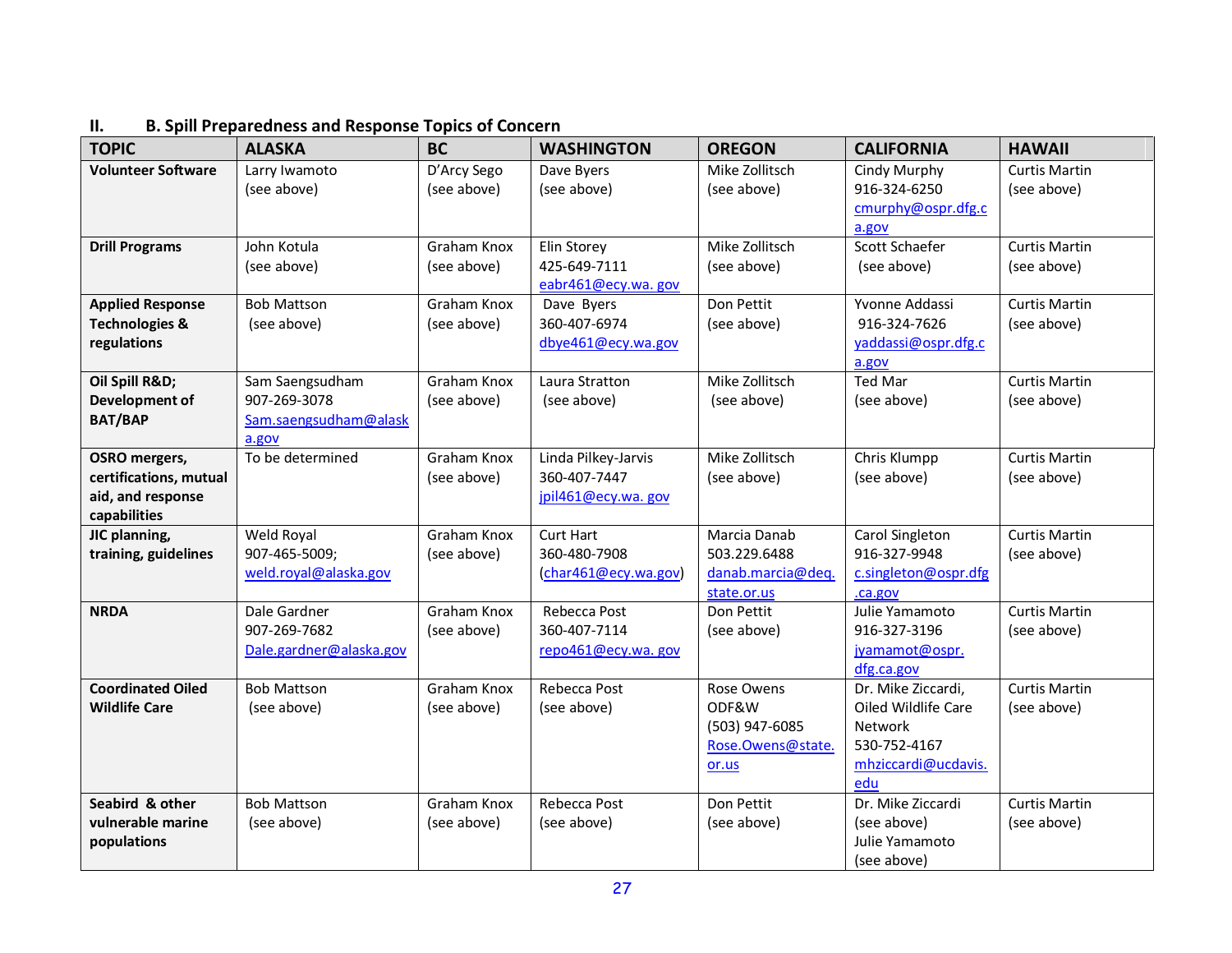## II. B. Spill Preparedness and Response Topics of Concern

| TOPIC | ALASKA | BC | WASHINGTON | OREGON | CALIFORNIA | HAWAII |
|---|---|---|---|---|---|---|
| **Volunteer Software** | Larry Iwamoto (see above) | D'Arcy Sego (see above) | Dave Byers (see above) | Mike Zollitsch (see above) | Cindy Murphy 916-324-6250 cmurphy@ospr.dfg.ca.gov | Curtis Martin (see above) |
| **Drill Programs** | John Kotula (see above) | Graham Knox (see above) | Elin Storey 425-649-7111 eabr461@ecy.wa. gov | Mike Zollitsch (see above) | Scott Schaefer (see above) | Curtis Martin (see above) |
| **Applied Response Technologies & regulations** | Bob Mattson (see above) | Graham Knox (see above) | Dave Byers 360-407-6974 dbye461@ecy.wa.gov | Don Pettit (see above) | Yvonne Addassi 916-324-7626 yaddassi@ospr.dfg.ca.gov | Curtis Martin (see above) |
| **Oil Spill R&D; Development of BAT/BAP** | Sam Saengsudham 907-269-3078 Sam.saengsudham@alaska.gov | Graham Knox (see above) | Laura Stratton (see above) | Mike Zollitsch (see above) | Ted Mar (see above) | Curtis Martin (see above) |
| **OSRO mergers, certifications, mutual aid, and response capabilities** | To be determined | Graham Knox (see above) | Linda Pilkey-Jarvis 360-407-7447 jpil461@ecy.wa. gov | Mike Zollitsch (see above) | Chris Klumpp (see above) | Curtis Martin (see above) |
| **JIC planning, training, guidelines** | Weld Royal 907-465-5009; weld.royal@alaska.gov | Graham Knox (see above) | Curt Hart 360-480-7908 (char461@ecy.wa.gov) | Marcia Danab 503.229.6488 danab.marcia@deq.state.or.us | Carol Singleton 916-327-9948 c.singleton@ospr.dfg.ca.gov | Curtis Martin (see above) |
| **NRDA** | Dale Gardner 907-269-7682 Dale.gardner@alaska.gov | Graham Knox (see above) | Rebecca Post 360-407-7114 repo461@ecy.wa. gov | Don Pettit (see above) | Julie Yamamoto 916-327-3196 jyamamot@ospr.dfg.ca.gov | Curtis Martin (see above) |
| **Coordinated Oiled Wildlife Care** | Bob Mattson (see above) | Graham Knox (see above) | Rebecca Post (see above) | Rose Owens ODF&W (503) 947-6085 Rose.Owens@state.or.us | Dr. Mike Ziccardi, Oiled Wildlife Care Network 530-752-4167 mhziccardi@ucdavis.edu | Curtis Martin (see above) |
| **Seabird & other vulnerable marine populations** | Bob Mattson (see above) | Graham Knox (see above) | Rebecca Post (see above) | Don Pettit (see above) | Dr. Mike Ziccardi (see above) Julie Yamamoto (see above) | Curtis Martin (see above) |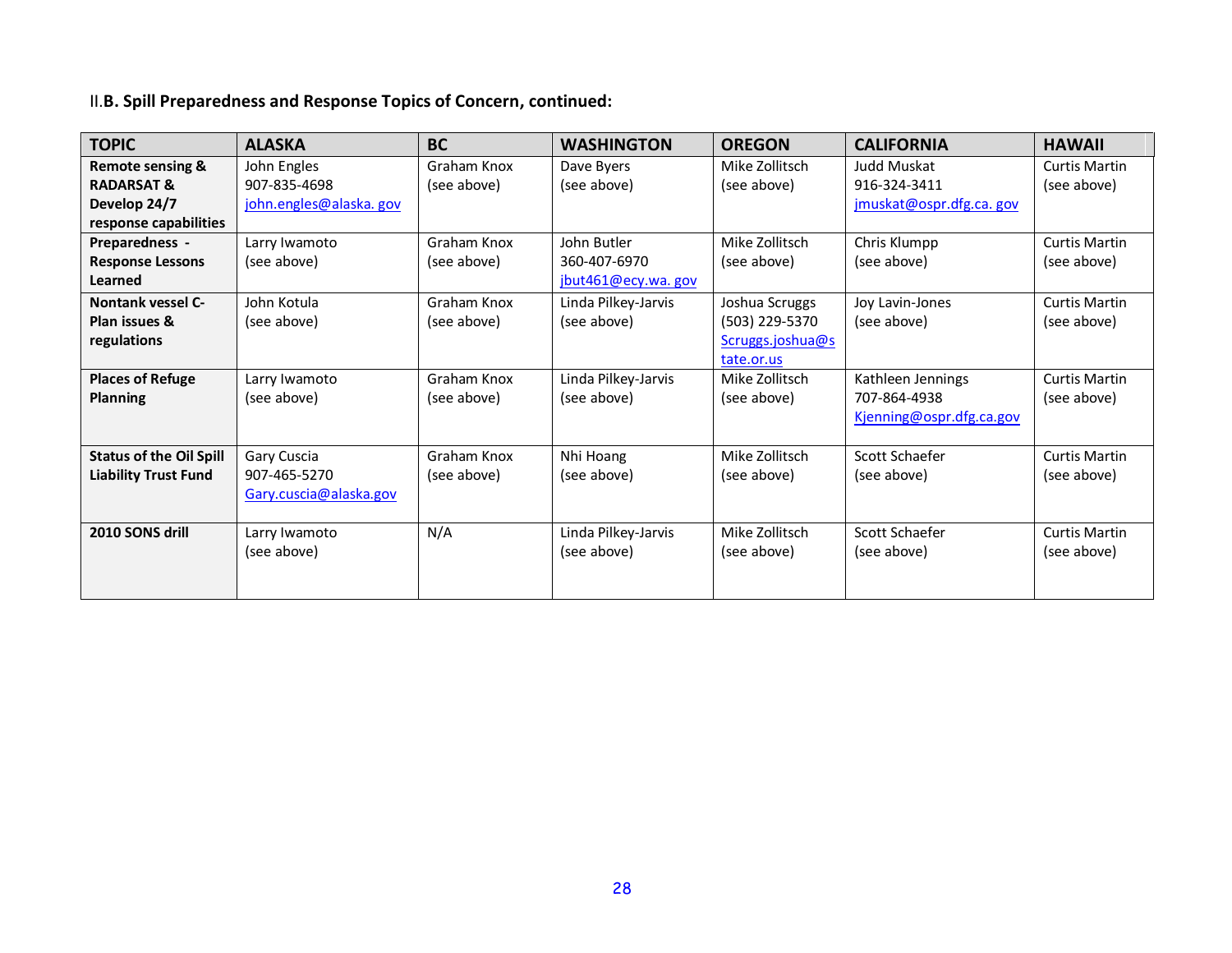### II.B. Spill Preparedness and Response Topics of Concern, continued:

| TOPIC | ALASKA | BC | WASHINGTON | OREGON | CALIFORNIA | HAWAII |
|---|---|---|---|---|---|---|
| **Remote sensing & RADARSAT & Develop 24/7 response capabilities** | John Engles<br>907-835-4698<br>john.engles@alaska. gov | Graham Knox<br>(see above) | Dave Byers<br>(see above) | Mike Zollitsch<br>(see above) | Judd Muskat<br>916-324-3411<br>jmuskat@ospr.dfg.ca. gov | Curtis Martin<br>(see above) |
| **Preparedness - Response Lessons Learned** | Larry Iwamoto<br>(see above) | Graham Knox<br>(see above) | John Butler<br>360-407-6970<br>jbut461@ecy.wa. gov | Mike Zollitsch<br>(see above) | Chris Klumpp<br>(see above) | Curtis Martin<br>(see above) |
| **Nontank vessel C-Plan issues & regulations** | John Kotula<br>(see above) | Graham Knox<br>(see above) | Linda Pilkey-Jarvis<br>(see above) | Joshua Scruggs<br>(503) 229-5370<br>Scruggs.joshua@state.or.us | Joy Lavin-Jones<br>(see above) | Curtis Martin<br>(see above) |
| **Places of Refuge Planning** | Larry Iwamoto<br>(see above) | Graham Knox<br>(see above) | Linda Pilkey-Jarvis<br>(see above) | Mike Zollitsch<br>(see above) | Kathleen Jennings<br>707-864-4938<br>Kjenning@ospr.dfg.ca.gov | Curtis Martin<br>(see above) |
| **Status of the Oil Spill Liability Trust Fund** | Gary Cuscia<br>907-465-5270<br>Gary.cuscia@alaska.gov | Graham Knox<br>(see above) | Nhi Hoang<br>(see above) | Mike Zollitsch<br>(see above) | Scott Schaefer<br>(see above) | Curtis Martin<br>(see above) |
| **2010 SONS drill** | Larry Iwamoto<br>(see above) | N/A | Linda Pilkey-Jarvis<br>(see above) | Mike Zollitsch<br>(see above) | Scott Schaefer<br>(see above) | Curtis Martin<br>(see above) |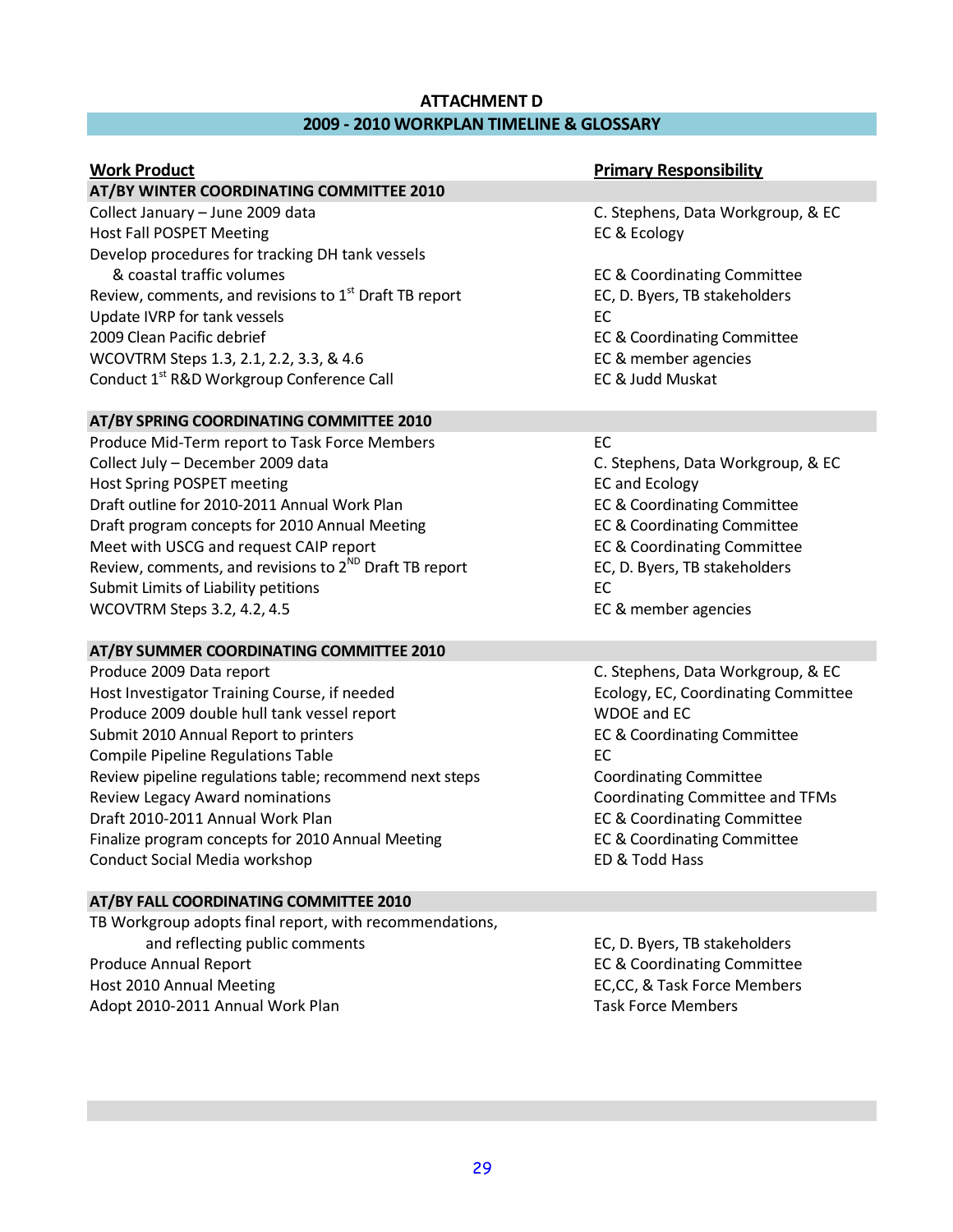## ATTACHMENT D

## 2009 - 2010 WORKPLAN TIMELINE & GLOSSARY

| Work Product | Primary Responsibility |
|---|---|
| **AT/BY WINTER COORDINATING COMMITTEE 2010** | |
| Collect January – June 2009 data | C. Stephens, Data Workgroup, & EC |
| Host Fall POSPET Meeting | EC & Ecology |
| Develop procedures for tracking DH tank vessels & coastal traffic volumes | EC & Coordinating Committee |
| Review, comments, and revisions to 1st Draft TB report | EC, D. Byers, TB stakeholders |
| Update IVRP for tank vessels | EC |
| 2009 Clean Pacific debrief | EC & Coordinating Committee |
| WCOVTRM Steps 1.3, 2.1, 2.2, 3.3, & 4.6 | EC & member agencies |
| Conduct 1st R&D Workgroup Conference Call | EC & Judd Muskat |
| **AT/BY SPRING COORDINATING COMMITTEE 2010** | |
| Produce Mid-Term report to Task Force Members | EC |
| Collect July – December 2009 data | C. Stephens, Data Workgroup, & EC |
| Host Spring POSPET meeting | EC and Ecology |
| Draft outline for 2010-2011 Annual Work Plan | EC & Coordinating Committee |
| Draft program concepts for 2010 Annual Meeting | EC & Coordinating Committee |
| Meet with USCG and request CAIP report | EC & Coordinating Committee |
| Review, comments, and revisions to 2ND Draft TB report | EC, D. Byers, TB stakeholders |
| Submit Limits of Liability petitions | EC |
| WCOVTRM Steps 3.2, 4.2, 4.5 | EC & member agencies |
| **AT/BY SUMMER COORDINATING COMMITTEE 2010** | |
| Produce 2009 Data report | C. Stephens, Data Workgroup, & EC |
| Host Investigator Training Course, if needed | Ecology, EC, Coordinating Committee |
| Produce 2009 double hull tank vessel report | WDOE and EC |
| Submit 2010 Annual Report to printers | EC & Coordinating Committee |
| Compile Pipeline Regulations Table | EC |
| Review pipeline regulations table; recommend next steps | Coordinating Committee |
| Review Legacy Award nominations | Coordinating Committee and TFMs |
| Draft 2010-2011 Annual Work Plan | EC & Coordinating Committee |
| Finalize program concepts for 2010 Annual Meeting | EC & Coordinating Committee |
| Conduct Social Media workshop | ED & Todd Hass |
| **AT/BY FALL COORDINATING COMMITTEE 2010** | |
| TB Workgroup adopts final report, with recommendations, and reflecting public comments | EC, D. Byers, TB stakeholders |
| Produce Annual Report | EC & Coordinating Committee |
| Host 2010 Annual Meeting | EC,CC, & Task Force Members |
| Adopt 2010-2011 Annual Work Plan | Task Force Members |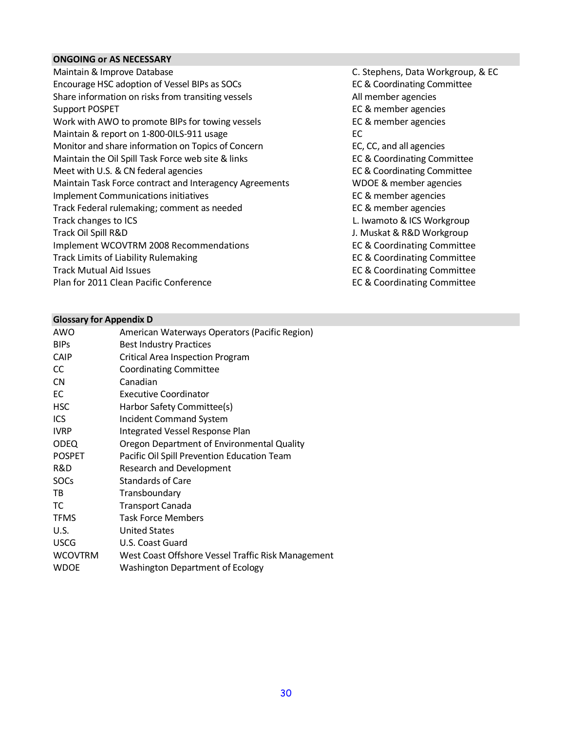| ONGOING or AS NECESSARY | |
| --- | --- |
| Maintain & Improve Database | C. Stephens, Data Workgroup, & EC |
| Encourage HSC adoption of Vessel BIPs as SOCs | EC & Coordinating Committee |
| Share information on risks from transiting vessels | All member agencies |
| Support POSPET | EC & member agencies |
| Work with AWO to promote BIPs for towing vessels | EC & member agencies |
| Maintain & report on 1-800-0ILS-911 usage | EC |
| Monitor and share information on Topics of Concern | EC, CC, and all agencies |
| Maintain the Oil Spill Task Force web site & links | EC & Coordinating Committee |
| Meet with U.S. & CN federal agencies | EC & Coordinating Committee |
| Maintain Task Force contract and Interagency Agreements | WDOE & member agencies |
| Implement Communications initiatives | EC & member agencies |
| Track Federal rulemaking; comment as needed | EC & member agencies |
| Track changes to ICS | L. Iwamoto & ICS Workgroup |
| Track Oil Spill R&D | J. Muskat & R&D Workgroup |
| Implement WCOVTRM 2008 Recommendations | EC & Coordinating Committee |
| Track Limits of Liability Rulemaking | EC & Coordinating Committee |
| Track Mutual Aid Issues | EC & Coordinating Committee |
| Plan for 2011 Clean Pacific Conference | EC & Coordinating Committee |

| Glossary for Appendix D | |
| --- | --- |
| AWO | American Waterways Operators (Pacific Region) |
| BIPs | Best Industry Practices |
| CAIP | Critical Area Inspection Program |
| CC | Coordinating Committee |
| CN | Canadian |
| EC | Executive Coordinator |
| HSC | Harbor Safety Committee(s) |
| ICS | Incident Command System |
| IVRP | Integrated Vessel Response Plan |
| ODEQ | Oregon Department of Environmental Quality |
| POSPET | Pacific Oil Spill Prevention Education Team |
| R&D | Research and Development |
| SOCs | Standards of Care |
| TB | Transboundary |
| TC | Transport Canada |
| TFMS | Task Force Members |
| U.S. | United States |
| USCG | U.S. Coast Guard |
| WCOVTRM | West Coast Offshore Vessel Traffic Risk Management |
| WDOE | Washington Department of Ecology |